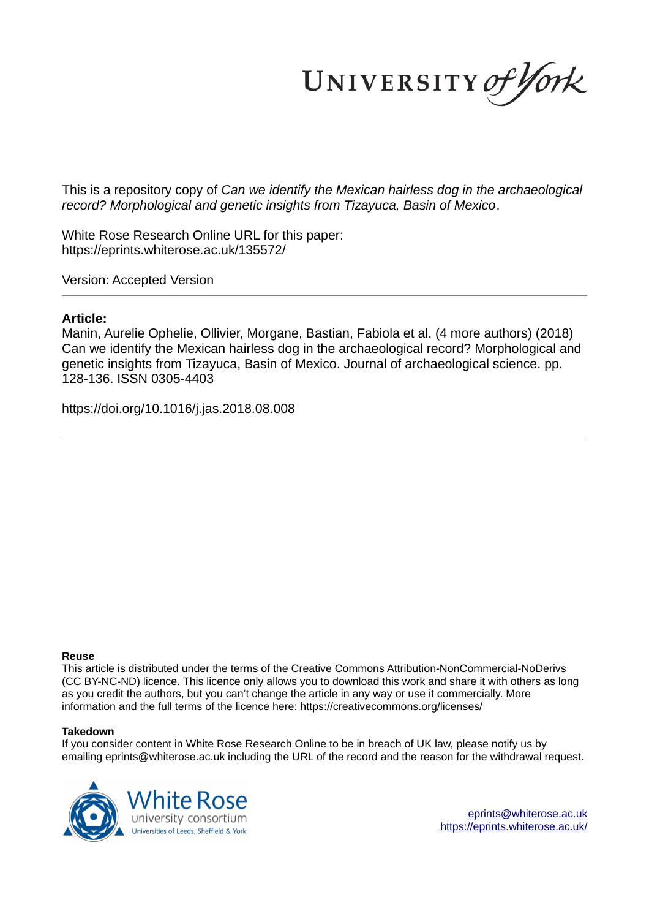UNIVERSITY of York

This is a repository copy of *Can we identify the Mexican hairless dog in the archaeological record? Morphological and genetic insights from Tizayuca, Basin of Mexico*.

White Rose Research Online URL for this paper:
https://eprints.whiterose.ac.uk/135572/

Version: Accepted Version

---

## Article:

Manin, Aurelie Ophelie, Ollivier, Morgane, Bastian, Fabiola et al. (4 more authors) (2018) Can we identify the Mexican hairless dog in the archaeological record? Morphological and genetic insights from Tizayuca, Basin of Mexico. Journal of archaeological science. pp. 128-136. ISSN 0305-4403

https://doi.org/10.1016/j.jas.2018.08.008

---

**Reuse**

This article is distributed under the terms of the Creative Commons Attribution-NonCommercial-NoDerivs (CC BY-NC-ND) licence. This licence only allows you to download this work and share it with others as long as you credit the authors, but you can't change the article in any way or use it commercially. More information and the full terms of the licence here: https://creativecommons.org/licenses/

**Takedown**

If you consider content in White Rose Research Online to be in breach of UK law, please notify us by emailing eprints@whiterose.ac.uk including the URL of the record and the reason for the withdrawal request.

White Rose university consortium
Universities of Leeds, Sheffield & York

eprints@whiterose.ac.uk
https://eprints.whiterose.ac.uk/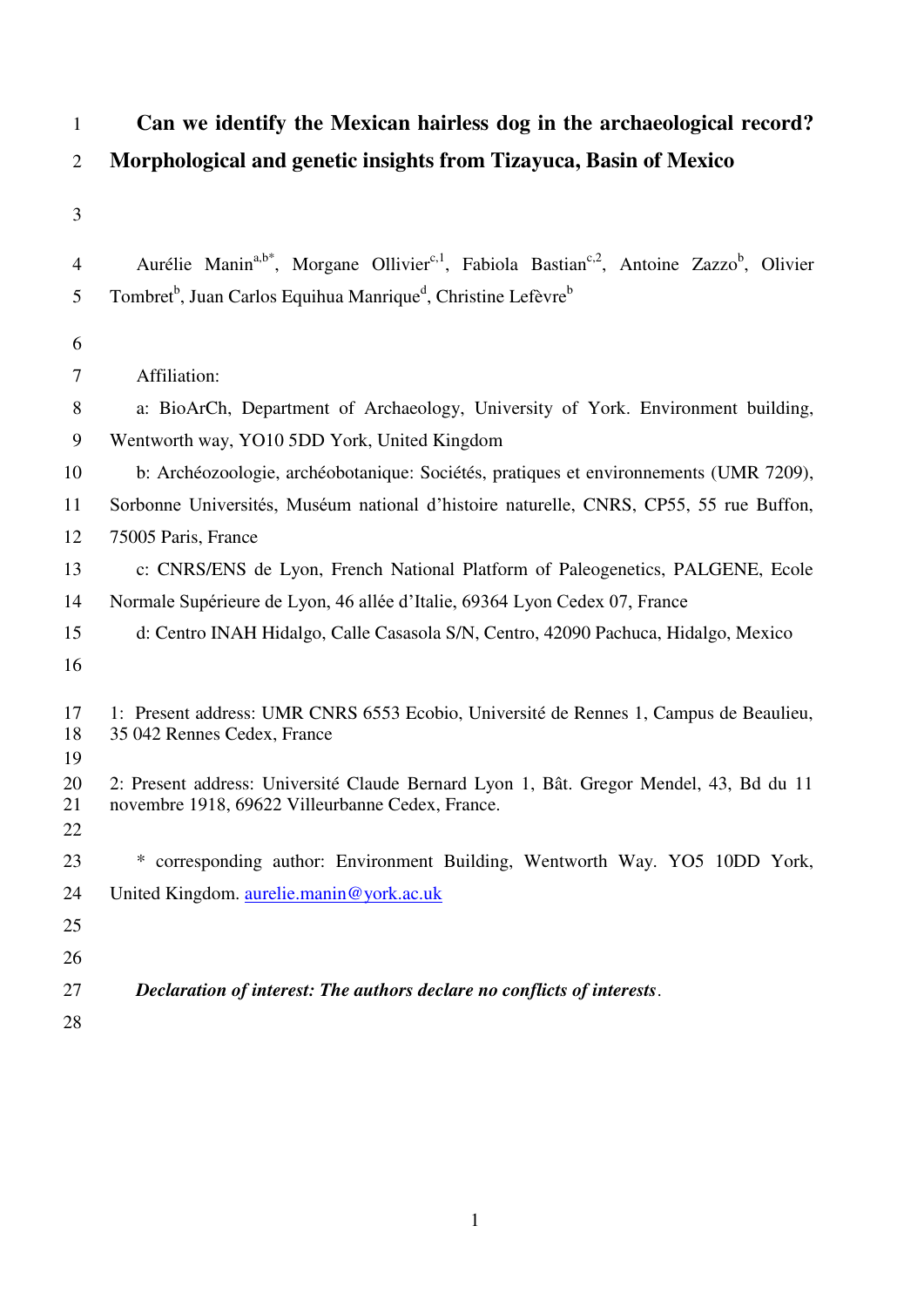# Can we identify the Mexican hairless dog in the archaeological record? Morphological and genetic insights from Tizayuca, Basin of Mexico

Aurélie Manin[a,b*], Morgane Ollivier[c,1], Fabiola Bastian[c,2], Antoine Zazzo[b], Olivier Tombret[b], Juan Carlos Equihua Manrique[d], Christine Lefèvre[b]

Affiliation:

a: BioArCh, Department of Archaeology, University of York. Environment building, Wentworth way, YO10 5DD York, United Kingdom

b: Archéozoologie, archéobotanique: Sociétés, pratiques et environnements (UMR 7209), Sorbonne Universités, Muséum national d'histoire naturelle, CNRS, CP55, 55 rue Buffon, 75005 Paris, France

c: CNRS/ENS de Lyon, French National Platform of Paleogenetics, PALGENE, Ecole Normale Supérieure de Lyon, 46 allée d'Italie, 69364 Lyon Cedex 07, France

d: Centro INAH Hidalgo, Calle Casasola S/N, Centro, 42090 Pachuca, Hidalgo, Mexico

1: Present address: UMR CNRS 6553 Ecobio, Université de Rennes 1, Campus de Beaulieu, 35 042 Rennes Cedex, France

2: Present address: Université Claude Bernard Lyon 1, Bât. Gregor Mendel, 43, Bd du 11 novembre 1918, 69622 Villeurbanne Cedex, France.

\* corresponding author: Environment Building, Wentworth Way. YO5 10DD York, United Kingdom. aurelie.manin@york.ac.uk

***Declaration of interest: The authors declare no conflicts of interests***.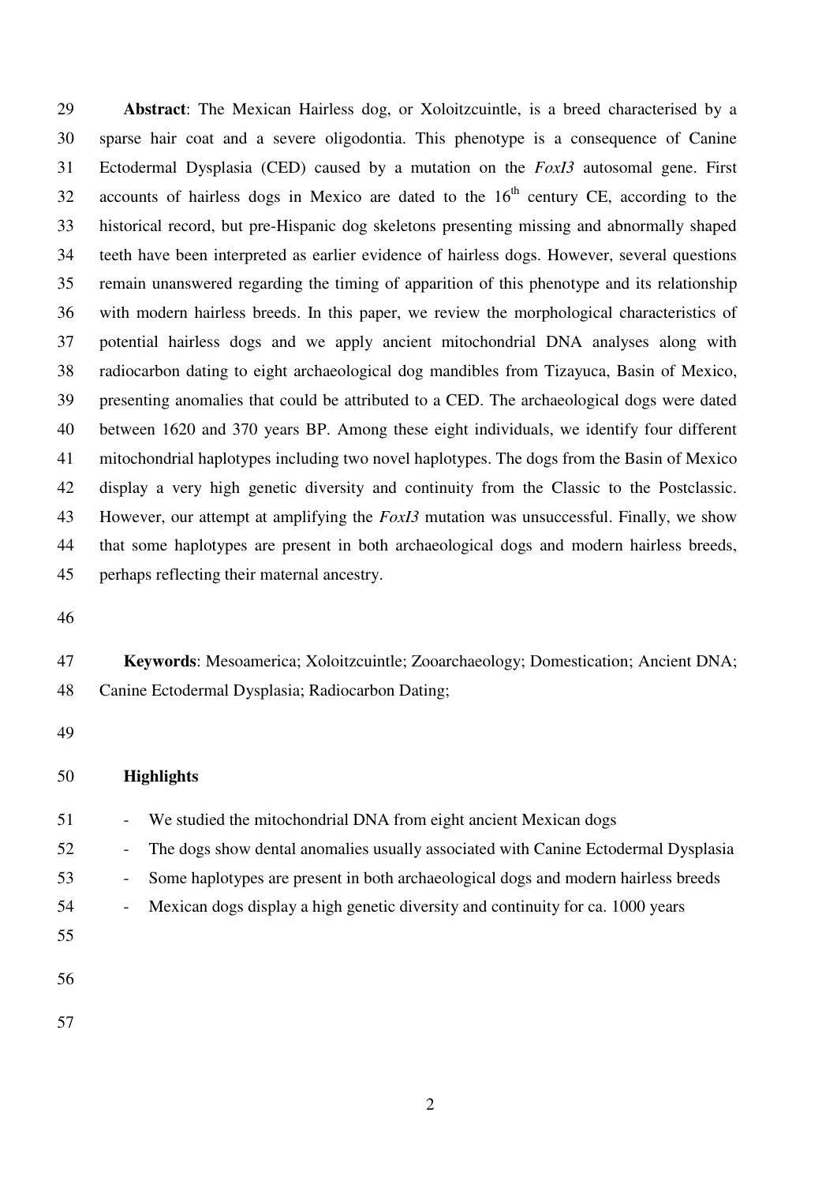**Abstract**: The Mexican Hairless dog, or Xoloitzcuintle, is a breed characterised by a sparse hair coat and a severe oligodontia. This phenotype is a consequence of Canine Ectodermal Dysplasia (CED) caused by a mutation on the *FoxI3* autosomal gene. First accounts of hairless dogs in Mexico are dated to the 16$^{th}$ century CE, according to the historical record, but pre-Hispanic dog skeletons presenting missing and abnormally shaped teeth have been interpreted as earlier evidence of hairless dogs. However, several questions remain unanswered regarding the timing of apparition of this phenotype and its relationship with modern hairless breeds. In this paper, we review the morphological characteristics of potential hairless dogs and we apply ancient mitochondrial DNA analyses along with radiocarbon dating to eight archaeological dog mandibles from Tizayuca, Basin of Mexico, presenting anomalies that could be attributed to a CED. The archaeological dogs were dated between 1620 and 370 years BP. Among these eight individuals, we identify four different mitochondrial haplotypes including two novel haplotypes. The dogs from the Basin of Mexico display a very high genetic diversity and continuity from the Classic to the Postclassic. However, our attempt at amplifying the *FoxI3* mutation was unsuccessful. Finally, we show that some haplotypes are present in both archaeological dogs and modern hairless breeds, perhaps reflecting their maternal ancestry.

**Keywords**: Mesoamerica; Xoloitzcuintle; Zooarchaeology; Domestication; Ancient DNA; Canine Ectodermal Dysplasia; Radiocarbon Dating;

**Highlights**

- We studied the mitochondrial DNA from eight ancient Mexican dogs
- The dogs show dental anomalies usually associated with Canine Ectodermal Dysplasia
- Some haplotypes are present in both archaeological dogs and modern hairless breeds
- Mexican dogs display a high genetic diversity and continuity for ca. 1000 years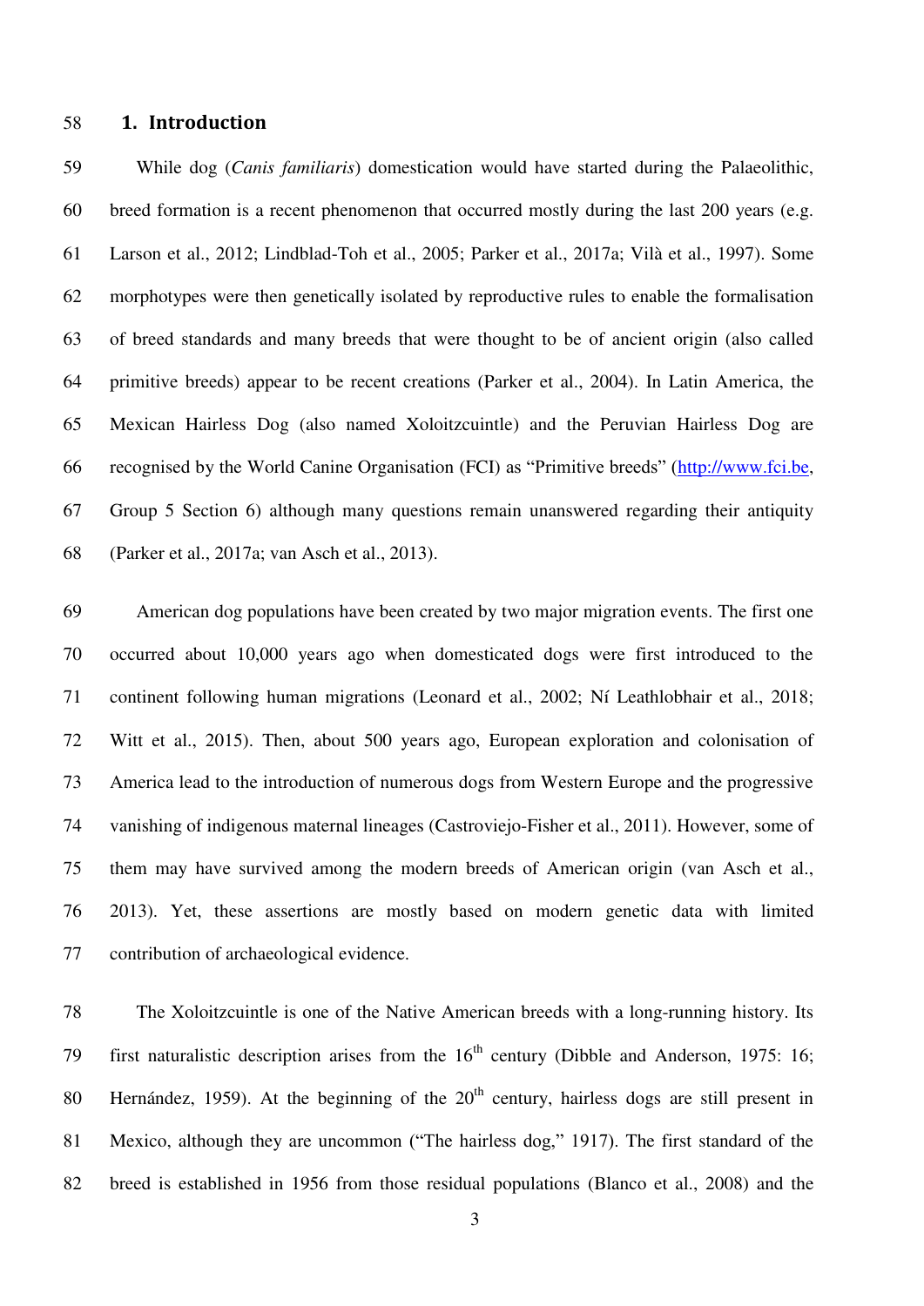## 1. Introduction

While dog (*Canis familiaris*) domestication would have started during the Palaeolithic, breed formation is a recent phenomenon that occurred mostly during the last 200 years (e.g. Larson et al., 2012; Lindblad-Toh et al., 2005; Parker et al., 2017a; Vilà et al., 1997). Some morphotypes were then genetically isolated by reproductive rules to enable the formalisation of breed standards and many breeds that were thought to be of ancient origin (also called primitive breeds) appear to be recent creations (Parker et al., 2004). In Latin America, the Mexican Hairless Dog (also named Xoloitzcuintle) and the Peruvian Hairless Dog are recognised by the World Canine Organisation (FCI) as "Primitive breeds" (http://www.fci.be, Group 5 Section 6) although many questions remain unanswered regarding their antiquity (Parker et al., 2017a; van Asch et al., 2013).

American dog populations have been created by two major migration events. The first one occurred about 10,000 years ago when domesticated dogs were first introduced to the continent following human migrations (Leonard et al., 2002; Ní Leathlobhair et al., 2018; Witt et al., 2015). Then, about 500 years ago, European exploration and colonisation of America lead to the introduction of numerous dogs from Western Europe and the progressive vanishing of indigenous maternal lineages (Castroviejo-Fisher et al., 2011). However, some of them may have survived among the modern breeds of American origin (van Asch et al., 2013). Yet, these assertions are mostly based on modern genetic data with limited contribution of archaeological evidence.

The Xoloitzcuintle is one of the Native American breeds with a long-running history. Its first naturalistic description arises from the 16th century (Dibble and Anderson, 1975: 16; Hernández, 1959). At the beginning of the 20th century, hairless dogs are still present in Mexico, although they are uncommon ("The hairless dog," 1917). The first standard of the breed is established in 1956 from those residual populations (Blanco et al., 2008) and the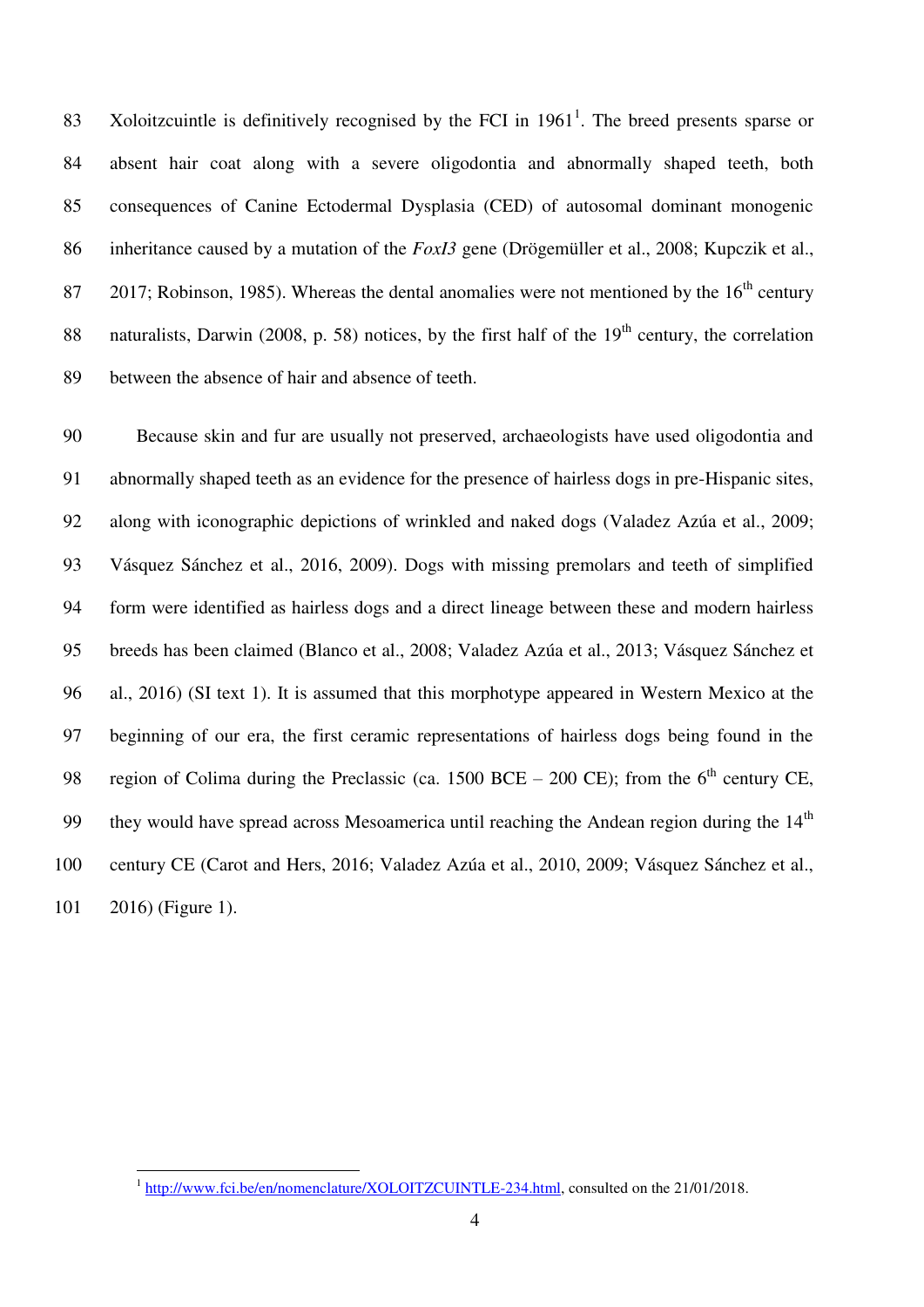Xoloitzcuintle is definitively recognised by the FCI in 1961[1]. The breed presents sparse or absent hair coat along with a severe oligodontia and abnormally shaped teeth, both consequences of Canine Ectodermal Dysplasia (CED) of autosomal dominant monogenic inheritance caused by a mutation of the *FoxI3* gene (Drögemüller et al., 2008; Kupczik et al., 2017; Robinson, 1985). Whereas the dental anomalies were not mentioned by the 16th century naturalists, Darwin (2008, p. 58) notices, by the first half of the 19th century, the correlation between the absence of hair and absence of teeth.

Because skin and fur are usually not preserved, archaeologists have used oligodontia and abnormally shaped teeth as an evidence for the presence of hairless dogs in pre-Hispanic sites, along with iconographic depictions of wrinkled and naked dogs (Valadez Azúa et al., 2009; Vásquez Sánchez et al., 2016, 2009). Dogs with missing premolars and teeth of simplified form were identified as hairless dogs and a direct lineage between these and modern hairless breeds has been claimed (Blanco et al., 2008; Valadez Azúa et al., 2013; Vásquez Sánchez et al., 2016) (SI text 1). It is assumed that this morphotype appeared in Western Mexico at the beginning of our era, the first ceramic representations of hairless dogs being found in the region of Colima during the Preclassic (ca. 1500 BCE – 200 CE); from the 6th century CE, they would have spread across Mesoamerica until reaching the Andean region during the 14th century CE (Carot and Hers, 2016; Valadez Azúa et al., 2010, 2009; Vásquez Sánchez et al., 2016) (Figure 1).

[1] http://www.fci.be/en/nomenclature/XOLOITZCUINTLE-234.html, consulted on the 21/01/2018.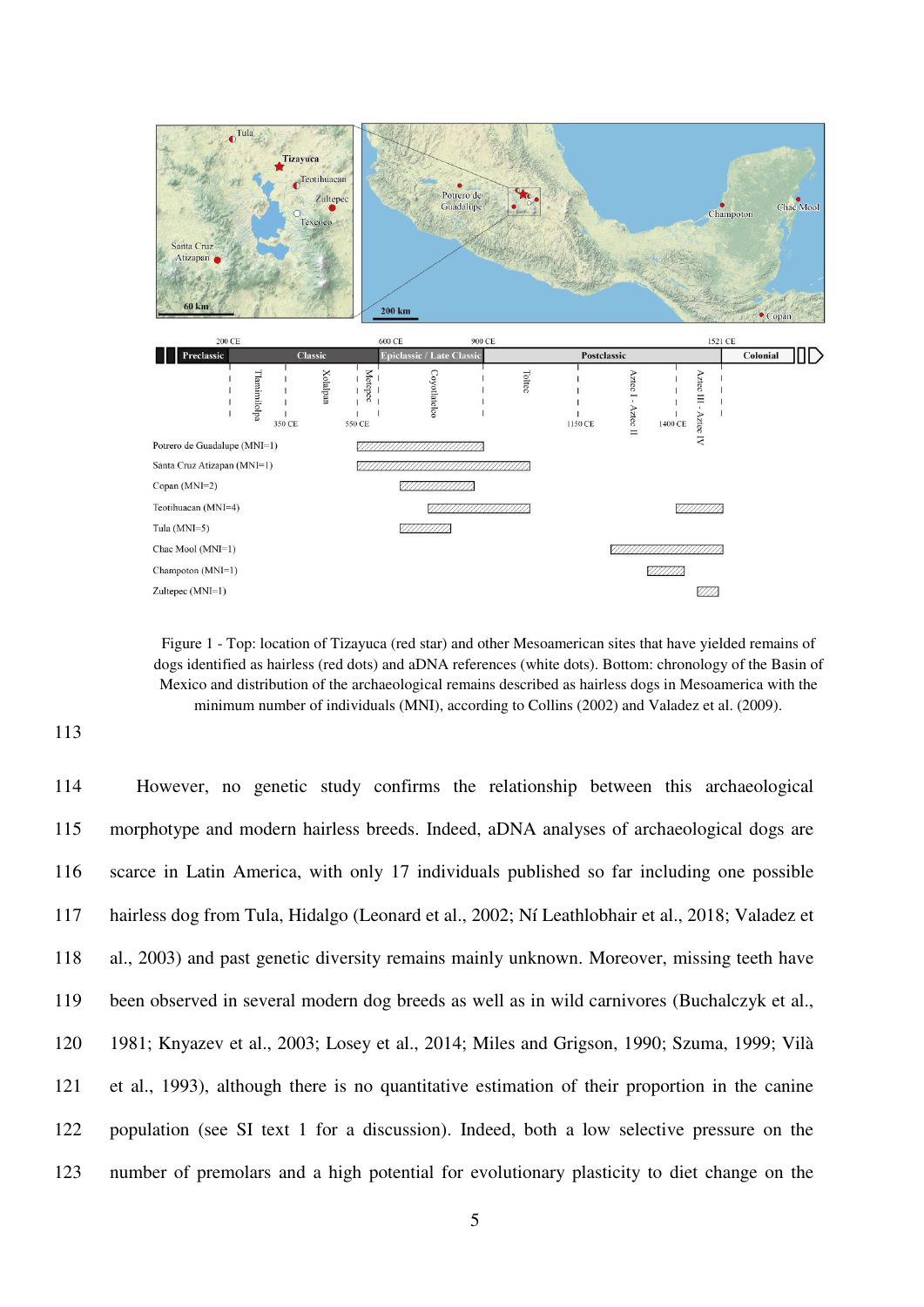Figure 1 - Top: location of Tizayuca (red star) and other Mesoamerican sites that have yielded remains of dogs identified as hairless (red dots) and aDNA references (white dots). Bottom: chronology of the Basin of Mexico and distribution of the archaeological remains described as hairless dogs in Mesoamerica with the minimum number of individuals (MNI), according to Collins (2002) and Valadez et al. (2009).

However, no genetic study confirms the relationship between this archaeological morphotype and modern hairless breeds. Indeed, aDNA analyses of archaeological dogs are scarce in Latin America, with only 17 individuals published so far including one possible hairless dog from Tula, Hidalgo (Leonard et al., 2002; Ní Leathlobhair et al., 2018; Valadez et al., 2003) and past genetic diversity remains mainly unknown. Moreover, missing teeth have been observed in several modern dog breeds as well as in wild carnivores (Buchalczyk et al., 1981; Knyazev et al., 2003; Losey et al., 2014; Miles and Grigson, 1990; Szuma, 1999; Vilà et al., 1993), although there is no quantitative estimation of their proportion in the canine population (see SI text 1 for a discussion). Indeed, both a low selective pressure on the number of premolars and a high potential for evolutionary plasticity to diet change on the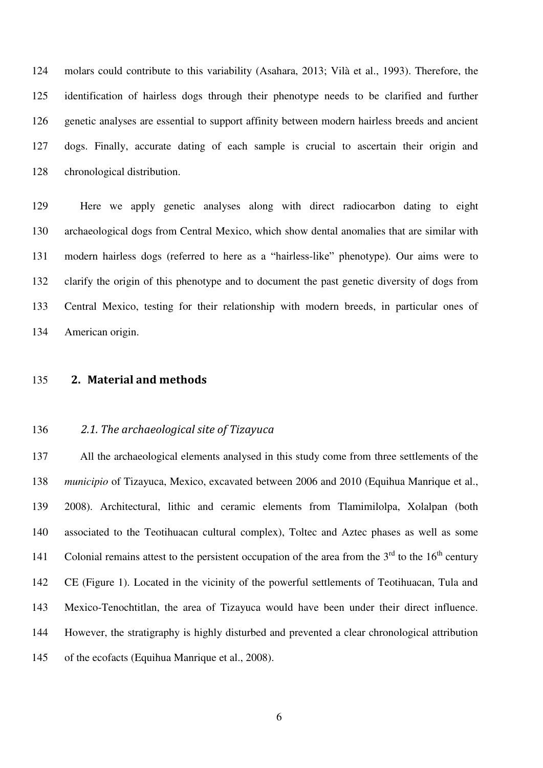molars could contribute to this variability (Asahara, 2013; Vilà et al., 1993). Therefore, the identification of hairless dogs through their phenotype needs to be clarified and further genetic analyses are essential to support affinity between modern hairless breeds and ancient dogs. Finally, accurate dating of each sample is crucial to ascertain their origin and chronological distribution.

Here we apply genetic analyses along with direct radiocarbon dating to eight archaeological dogs from Central Mexico, which show dental anomalies that are similar with modern hairless dogs (referred to here as a "hairless-like" phenotype). Our aims were to clarify the origin of this phenotype and to document the past genetic diversity of dogs from Central Mexico, testing for their relationship with modern breeds, in particular ones of American origin.

## 2. Material and methods

### *2.1. The archaeological site of Tizayuca*

All the archaeological elements analysed in this study come from three settlements of the *municipio* of Tizayuca, Mexico, excavated between 2006 and 2010 (Equihua Manrique et al., 2008). Architectural, lithic and ceramic elements from Tlamimilolpa, Xolalpan (both associated to the Teotihuacan cultural complex), Toltec and Aztec phases as well as some Colonial remains attest to the persistent occupation of the area from the 3rd to the 16th century CE (Figure 1). Located in the vicinity of the powerful settlements of Teotihuacan, Tula and Mexico-Tenochtitlan, the area of Tizayuca would have been under their direct influence. However, the stratigraphy is highly disturbed and prevented a clear chronological attribution of the ecofacts (Equihua Manrique et al., 2008).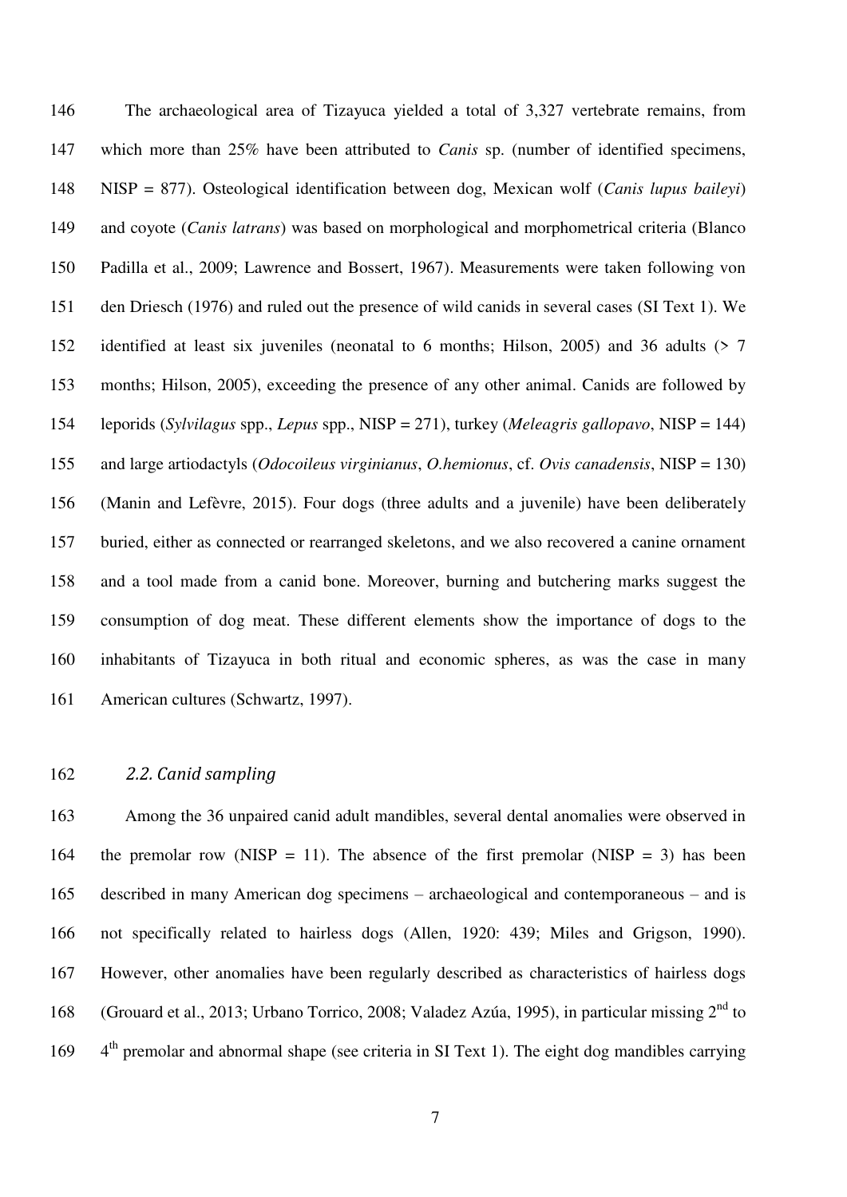The archaeological area of Tizayuca yielded a total of 3,327 vertebrate remains, from which more than 25% have been attributed to *Canis* sp. (number of identified specimens, NISP = 877). Osteological identification between dog, Mexican wolf (*Canis lupus baileyi*) and coyote (*Canis latrans*) was based on morphological and morphometrical criteria (Blanco Padilla et al., 2009; Lawrence and Bossert, 1967). Measurements were taken following von den Driesch (1976) and ruled out the presence of wild canids in several cases (SI Text 1). We identified at least six juveniles (neonatal to 6 months; Hilson, 2005) and 36 adults (> 7 months; Hilson, 2005), exceeding the presence of any other animal. Canids are followed by leporids (*Sylvilagus* spp., *Lepus* spp., NISP = 271), turkey (*Meleagris gallopavo*, NISP = 144) and large artiodactyls (*Odocoileus virginianus*, *O.hemionus*, cf. *Ovis canadensis*, NISP = 130) (Manin and Lefèvre, 2015). Four dogs (three adults and a juvenile) have been deliberately buried, either as connected or rearranged skeletons, and we also recovered a canine ornament and a tool made from a canid bone. Moreover, burning and butchering marks suggest the consumption of dog meat. These different elements show the importance of dogs to the inhabitants of Tizayuca in both ritual and economic spheres, as was the case in many American cultures (Schwartz, 1997).

### 2.2. Canid sampling

Among the 36 unpaired canid adult mandibles, several dental anomalies were observed in the premolar row (NISP = 11). The absence of the first premolar (NISP = 3) has been described in many American dog specimens – archaeological and contemporaneous – and is not specifically related to hairless dogs (Allen, 1920: 439; Miles and Grigson, 1990). However, other anomalies have been regularly described as characteristics of hairless dogs (Grouard et al., 2013; Urbano Torrico, 2008; Valadez Azúa, 1995), in particular missing 2$^{nd}$ to 4$^{th}$ premolar and abnormal shape (see criteria in SI Text 1). The eight dog mandibles carrying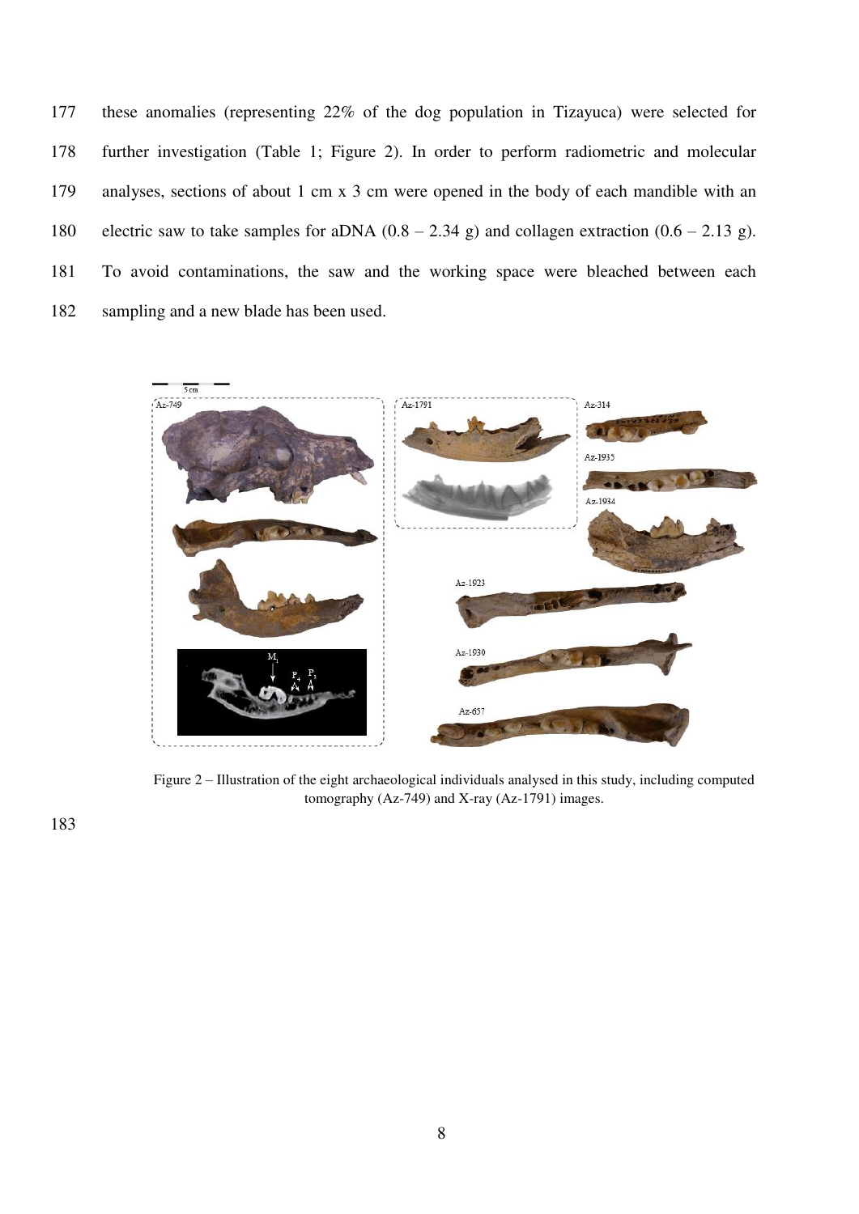these anomalies (representing 22% of the dog population in Tizayuca) were selected for further investigation (Table 1; Figure 2). In order to perform radiometric and molecular analyses, sections of about 1 cm x 3 cm were opened in the body of each mandible with an electric saw to take samples for aDNA (0.8 – 2.34 g) and collagen extraction (0.6 – 2.13 g). To avoid contaminations, the saw and the working space were bleached between each sampling and a new blade has been used.

Figure 2 – Illustration of the eight archaeological individuals analysed in this study, including computed tomography (Az-749) and X-ray (Az-1791) images.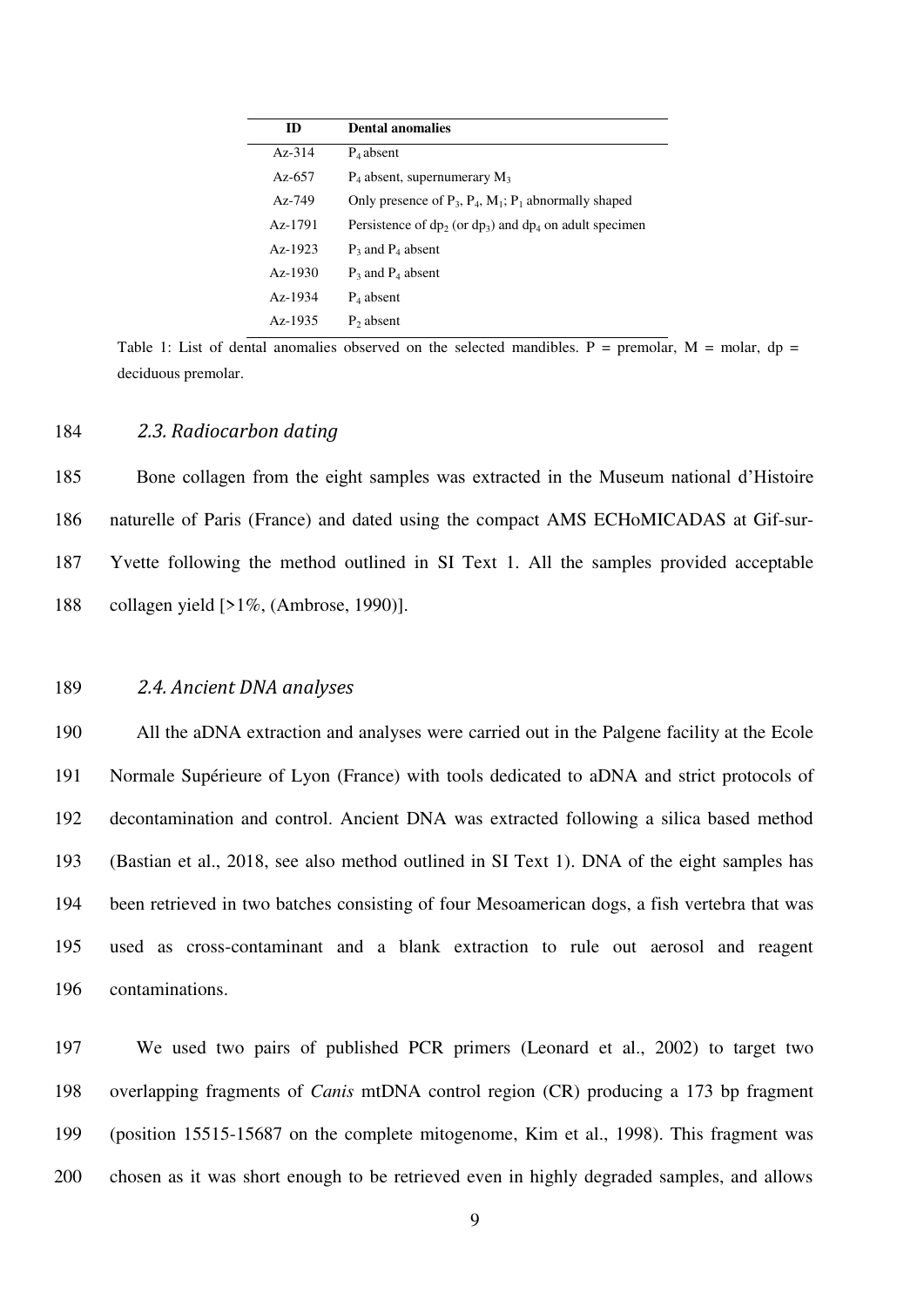| ID | Dental anomalies |
| --- | --- |
| Az-314 | $P_4$ absent |
| Az-657 | $P_4$ absent, supernumerary $M_3$ |
| Az-749 | Only presence of $P_3$, $P_4$, $M_1$; $P_1$ abnormally shaped |
| Az-1791 | Persistence of $dp_2$ (or $dp_3$) and $dp_4$ on adult specimen |
| Az-1923 | $P_3$ and $P_4$ absent |
| Az-1930 | $P_3$ and $P_4$ absent |
| Az-1934 | $P_4$ absent |
| Az-1935 | $P_2$ absent |

Table 1: List of dental anomalies observed on the selected mandibles. P = premolar, M = molar, dp = deciduous premolar.

### *2.3. Radiocarbon dating*

Bone collagen from the eight samples was extracted in the Museum national d'Histoire naturelle of Paris (France) and dated using the compact AMS ECHoMICADAS at Gif-sur-Yvette following the method outlined in SI Text 1. All the samples provided acceptable collagen yield [>1%, (Ambrose, 1990)].

### *2.4. Ancient DNA analyses*

All the aDNA extraction and analyses were carried out in the Palgene facility at the Ecole Normale Supérieure of Lyon (France) with tools dedicated to aDNA and strict protocols of decontamination and control. Ancient DNA was extracted following a silica based method (Bastian et al., 2018, see also method outlined in SI Text 1). DNA of the eight samples has been retrieved in two batches consisting of four Mesoamerican dogs, a fish vertebra that was used as cross-contaminant and a blank extraction to rule out aerosol and reagent contaminations.

We used two pairs of published PCR primers (Leonard et al., 2002) to target two overlapping fragments of *Canis* mtDNA control region (CR) producing a 173 bp fragment (position 15515-15687 on the complete mitogenome, Kim et al., 1998). This fragment was chosen as it was short enough to be retrieved even in highly degraded samples, and allows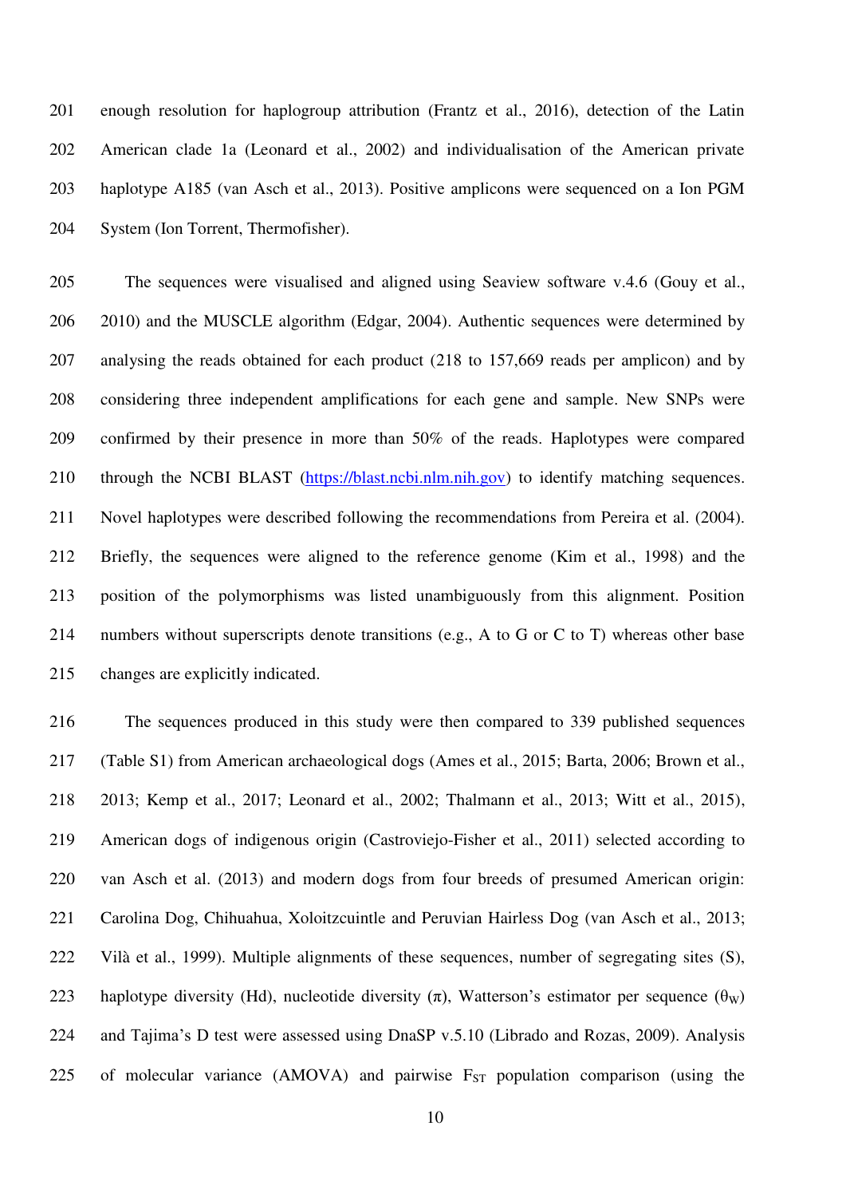enough resolution for haplogroup attribution (Frantz et al., 2016), detection of the Latin American clade 1a (Leonard et al., 2002) and individualisation of the American private haplotype A185 (van Asch et al., 2013). Positive amplicons were sequenced on a Ion PGM System (Ion Torrent, Thermofisher).

The sequences were visualised and aligned using Seaview software v.4.6 (Gouy et al., 2010) and the MUSCLE algorithm (Edgar, 2004). Authentic sequences were determined by analysing the reads obtained for each product (218 to 157,669 reads per amplicon) and by considering three independent amplifications for each gene and sample. New SNPs were confirmed by their presence in more than 50% of the reads. Haplotypes were compared through the NCBI BLAST (https://blast.ncbi.nlm.nih.gov) to identify matching sequences. Novel haplotypes were described following the recommendations from Pereira et al. (2004). Briefly, the sequences were aligned to the reference genome (Kim et al., 1998) and the position of the polymorphisms was listed unambiguously from this alignment. Position numbers without superscripts denote transitions (e.g., A to G or C to T) whereas other base changes are explicitly indicated.

The sequences produced in this study were then compared to 339 published sequences (Table S1) from American archaeological dogs (Ames et al., 2015; Barta, 2006; Brown et al., 2013; Kemp et al., 2017; Leonard et al., 2002; Thalmann et al., 2013; Witt et al., 2015), American dogs of indigenous origin (Castroviejo-Fisher et al., 2011) selected according to van Asch et al. (2013) and modern dogs from four breeds of presumed American origin: Carolina Dog, Chihuahua, Xoloitzcuintle and Peruvian Hairless Dog (van Asch et al., 2013; Vilà et al., 1999). Multiple alignments of these sequences, number of segregating sites (S), haplotype diversity (Hd), nucleotide diversity ($\pi$), Watterson's estimator per sequence ($\theta_W$) and Tajima's D test were assessed using DnaSP v.5.10 (Librado and Rozas, 2009). Analysis of molecular variance (AMOVA) and pairwise $F_{ST}$ population comparison (using the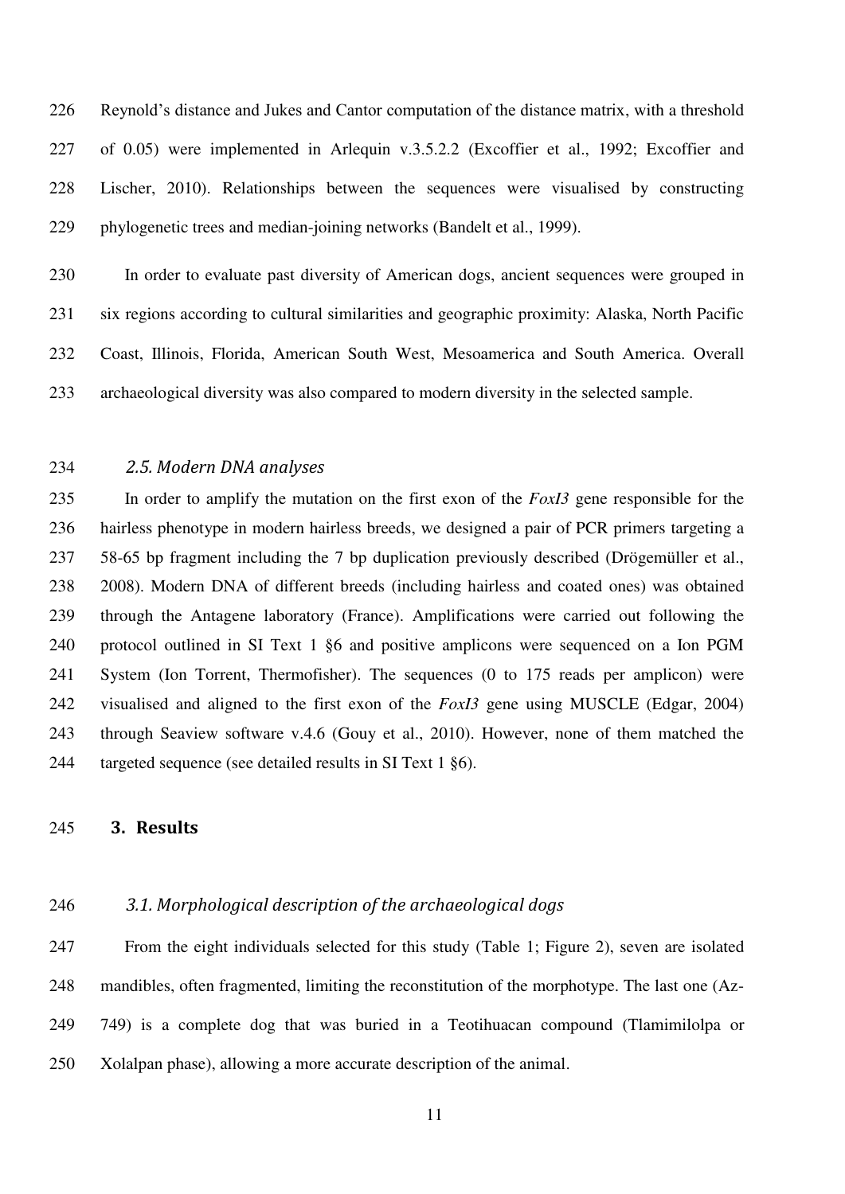Reynold's distance and Jukes and Cantor computation of the distance matrix, with a threshold of 0.05) were implemented in Arlequin v.3.5.2.2 (Excoffier et al., 1992; Excoffier and Lischer, 2010). Relationships between the sequences were visualised by constructing phylogenetic trees and median-joining networks (Bandelt et al., 1999).

In order to evaluate past diversity of American dogs, ancient sequences were grouped in six regions according to cultural similarities and geographic proximity: Alaska, North Pacific Coast, Illinois, Florida, American South West, Mesoamerica and South America. Overall archaeological diversity was also compared to modern diversity in the selected sample.

### *2.5. Modern DNA analyses*

In order to amplify the mutation on the first exon of the *FoxI3* gene responsible for the hairless phenotype in modern hairless breeds, we designed a pair of PCR primers targeting a 58-65 bp fragment including the 7 bp duplication previously described (Drögemüller et al., 2008). Modern DNA of different breeds (including hairless and coated ones) was obtained through the Antagene laboratory (France). Amplifications were carried out following the protocol outlined in SI Text 1 §6 and positive amplicons were sequenced on a Ion PGM System (Ion Torrent, Thermofisher). The sequences (0 to 175 reads per amplicon) were visualised and aligned to the first exon of the *FoxI3* gene using MUSCLE (Edgar, 2004) through Seaview software v.4.6 (Gouy et al., 2010). However, none of them matched the targeted sequence (see detailed results in SI Text 1 §6).

## 3. Results

### *3.1. Morphological description of the archaeological dogs*

From the eight individuals selected for this study (Table 1; Figure 2), seven are isolated mandibles, often fragmented, limiting the reconstitution of the morphotype. The last one (Az-749) is a complete dog that was buried in a Teotihuacan compound (Tlamimilolpa or Xolalpan phase), allowing a more accurate description of the animal.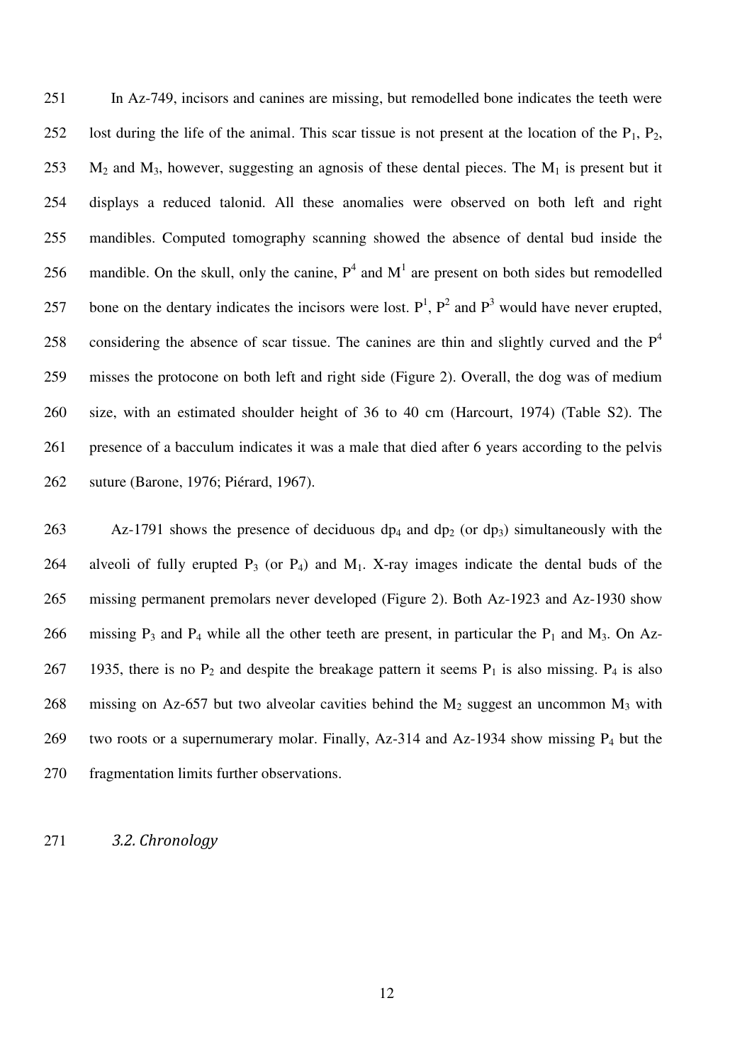In Az-749, incisors and canines are missing, but remodelled bone indicates the teeth were lost during the life of the animal. This scar tissue is not present at the location of the $P_1$, $P_2$, $M_2$ and $M_3$, however, suggesting an agnosis of these dental pieces. The $M_1$ is present but it displays a reduced talonid. All these anomalies were observed on both left and right mandibles. Computed tomography scanning showed the absence of dental bud inside the mandible. On the skull, only the canine, $P^4$ and $M^1$ are present on both sides but remodelled bone on the dentary indicates the incisors were lost. $P^1$, $P^2$ and $P^3$ would have never erupted, considering the absence of scar tissue. The canines are thin and slightly curved and the $P^4$ misses the protocone on both left and right side (Figure 2). Overall, the dog was of medium size, with an estimated shoulder height of 36 to 40 cm (Harcourt, 1974) (Table S2). The presence of a bacculum indicates it was a male that died after 6 years according to the pelvis suture (Barone, 1976; Piérard, 1967).

Az-1791 shows the presence of deciduous $dp_4$ and $dp_2$ (or $dp_3$) simultaneously with the alveoli of fully erupted $P_3$ (or $P_4$) and $M_1$. X-ray images indicate the dental buds of the missing permanent premolars never developed (Figure 2). Both Az-1923 and Az-1930 show missing $P_3$ and $P_4$ while all the other teeth are present, in particular the $P_1$ and $M_3$. On Az-1935, there is no $P_2$ and despite the breakage pattern it seems $P_1$ is also missing. $P_4$ is also missing on Az-657 but two alveolar cavities behind the $M_2$ suggest an uncommon $M_3$ with two roots or a supernumerary molar. Finally, Az-314 and Az-1934 show missing $P_4$ but the fragmentation limits further observations.

### *3.2. Chronology*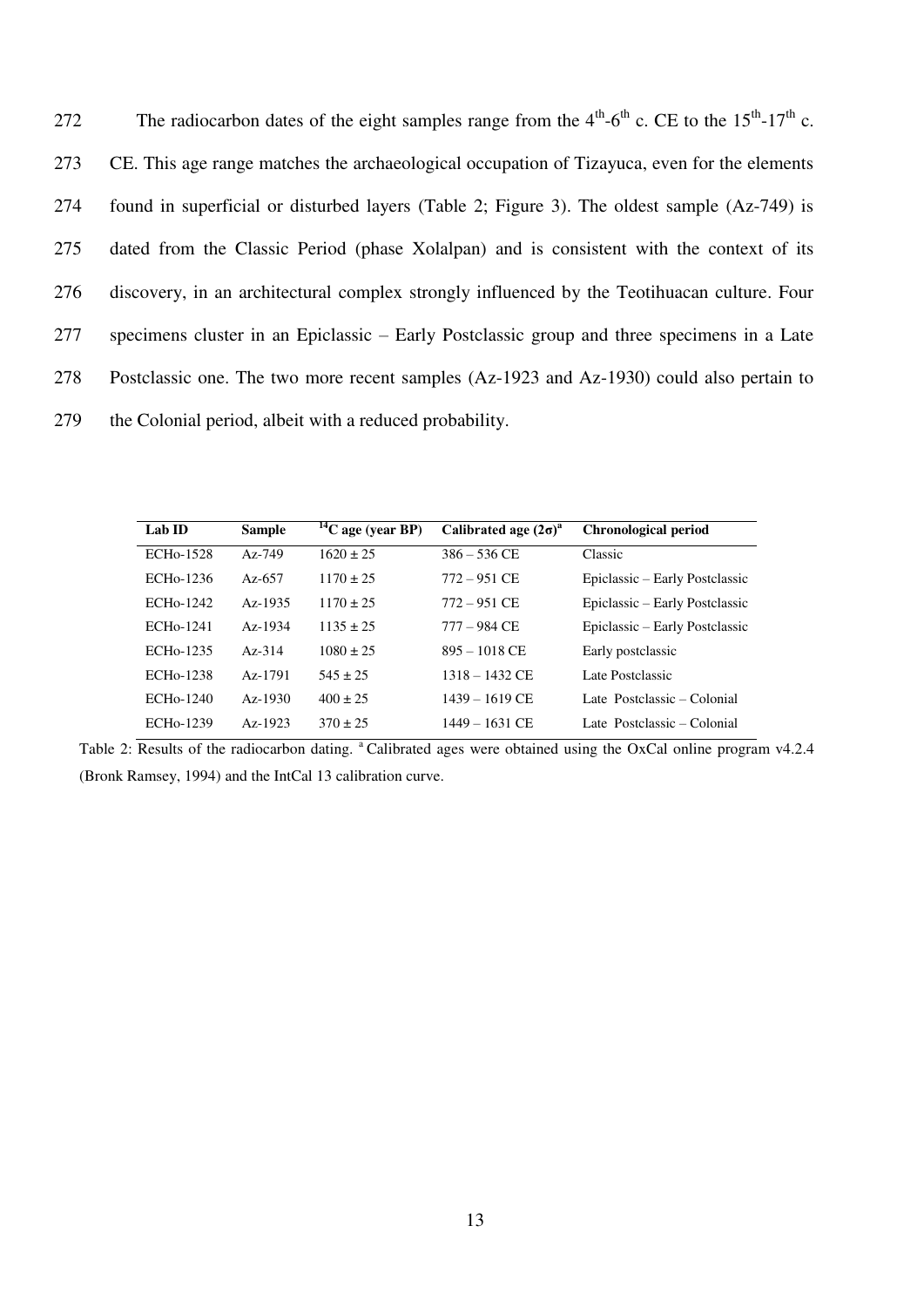The radiocarbon dates of the eight samples range from the 4th-6th c. CE to the 15th-17th c. CE. This age range matches the archaeological occupation of Tizayuca, even for the elements found in superficial or disturbed layers (Table 2; Figure 3). The oldest sample (Az-749) is dated from the Classic Period (phase Xolalpan) and is consistent with the context of its discovery, in an architectural complex strongly influenced by the Teotihuacan culture. Four specimens cluster in an Epiclassic – Early Postclassic group and three specimens in a Late Postclassic one. The two more recent samples (Az-1923 and Az-1930) could also pertain to the Colonial period, albeit with a reduced probability.

| Lab ID | Sample | $^{14}$C age (year BP) | Calibrated age (2σ)[a] | Chronological period |
|---|---|---|---|---|
| ECHo-1528 | Az-749 | 1620 ± 25 | 386 – 536 CE | Classic |
| ECHo-1236 | Az-657 | 1170 ± 25 | 772 – 951 CE | Epiclassic – Early Postclassic |
| ECHo-1242 | Az-1935 | 1170 ± 25 | 772 – 951 CE | Epiclassic – Early Postclassic |
| ECHo-1241 | Az-1934 | 1135 ± 25 | 777 – 984 CE | Epiclassic – Early Postclassic |
| ECHo-1235 | Az-314 | 1080 ± 25 | 895 – 1018 CE | Early postclassic |
| ECHo-1238 | Az-1791 | 545 ± 25 | 1318 – 1432 CE | Late Postclassic |
| ECHo-1240 | Az-1930 | 400 ± 25 | 1439 – 1619 CE | Late Postclassic – Colonial |
| ECHo-1239 | Az-1923 | 370 ± 25 | 1449 – 1631 CE | Late Postclassic – Colonial |

Table 2: Results of the radiocarbon dating. [a] Calibrated ages were obtained using the OxCal online program v4.2.4 (Bronk Ramsey, 1994) and the IntCal 13 calibration curve.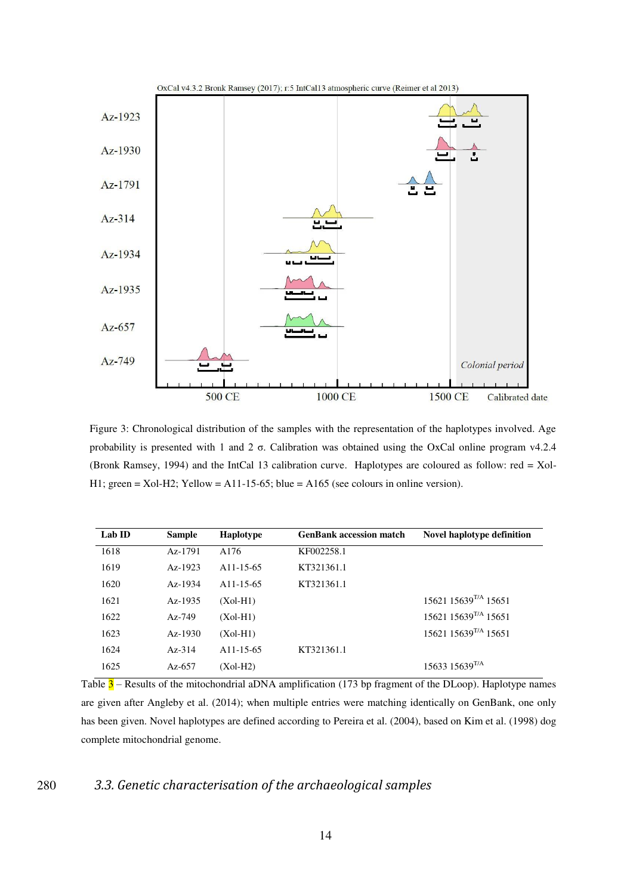Figure 3: Chronological distribution of the samples with the representation of the haplotypes involved. Age probability is presented with 1 and 2 σ. Calibration was obtained using the OxCal online program v4.2.4 (Bronk Ramsey, 1994) and the IntCal 13 calibration curve. Haplotypes are coloured as follow: red = Xol-H1; green = Xol-H2; Yellow = A11-15-65; blue = A165 (see colours in online version).

| Lab ID | Sample | Haplotype | GenBank accession match | Novel haplotype definition |
|---|---|---|---|---|
| 1618 | Az-1791 | A176 | KF002258.1 | |
| 1619 | Az-1923 | A11-15-65 | KT321361.1 | |
| 1620 | Az-1934 | A11-15-65 | KT321361.1 | |
| 1621 | Az-1935 | (Xol-H1) | | 15621 $15639^{T/A}$ 15651 |
| 1622 | Az-749 | (Xol-H1) | | 15621 $15639^{T/A}$ 15651 |
| 1623 | Az-1930 | (Xol-H1) | | 15621 $15639^{T/A}$ 15651 |
| 1624 | Az-314 | A11-15-65 | KT321361.1 | |
| 1625 | Az-657 | (Xol-H2) | | 15633 $15639^{T/A}$ |

Table 3 – Results of the mitochondrial aDNA amplification (173 bp fragment of the DLoop). Haplotype names are given after Angleby et al. (2014); when multiple entries were matching identically on GenBank, one only has been given. Novel haplotypes are defined according to Pereira et al. (2004), based on Kim et al. (1998) dog complete mitochondrial genome.

### 3.3. Genetic characterisation of the archaeological samples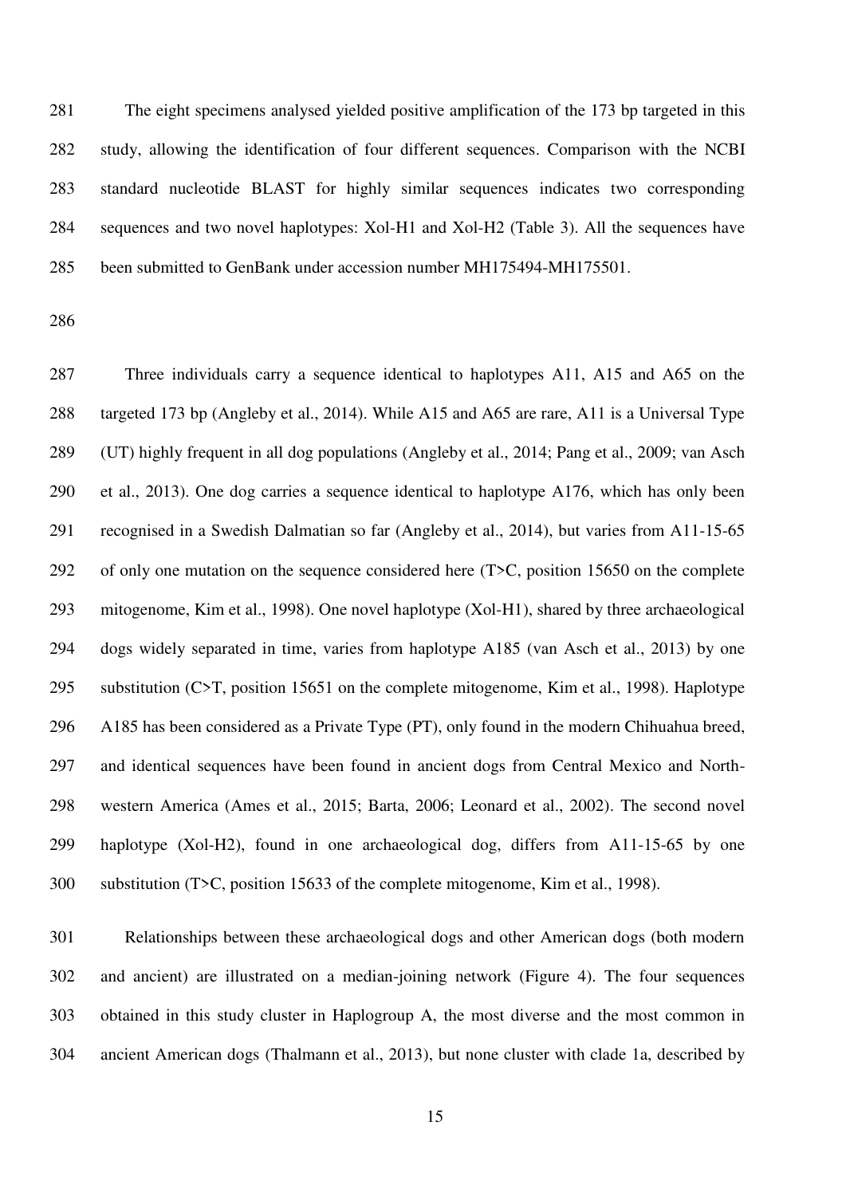The eight specimens analysed yielded positive amplification of the 173 bp targeted in this study, allowing the identification of four different sequences. Comparison with the NCBI standard nucleotide BLAST for highly similar sequences indicates two corresponding sequences and two novel haplotypes: Xol-H1 and Xol-H2 (Table 3). All the sequences have been submitted to GenBank under accession number MH175494-MH175501.

Three individuals carry a sequence identical to haplotypes A11, A15 and A65 on the targeted 173 bp (Angleby et al., 2014). While A15 and A65 are rare, A11 is a Universal Type (UT) highly frequent in all dog populations (Angleby et al., 2014; Pang et al., 2009; van Asch et al., 2013). One dog carries a sequence identical to haplotype A176, which has only been recognised in a Swedish Dalmatian so far (Angleby et al., 2014), but varies from A11-15-65 of only one mutation on the sequence considered here (T>C, position 15650 on the complete mitogenome, Kim et al., 1998). One novel haplotype (Xol-H1), shared by three archaeological dogs widely separated in time, varies from haplotype A185 (van Asch et al., 2013) by one substitution (C>T, position 15651 on the complete mitogenome, Kim et al., 1998). Haplotype A185 has been considered as a Private Type (PT), only found in the modern Chihuahua breed, and identical sequences have been found in ancient dogs from Central Mexico and North-western America (Ames et al., 2015; Barta, 2006; Leonard et al., 2002). The second novel haplotype (Xol-H2), found in one archaeological dog, differs from A11-15-65 by one substitution (T>C, position 15633 of the complete mitogenome, Kim et al., 1998).

Relationships between these archaeological dogs and other American dogs (both modern and ancient) are illustrated on a median-joining network (Figure 4). The four sequences obtained in this study cluster in Haplogroup A, the most diverse and the most common in ancient American dogs (Thalmann et al., 2013), but none cluster with clade 1a, described by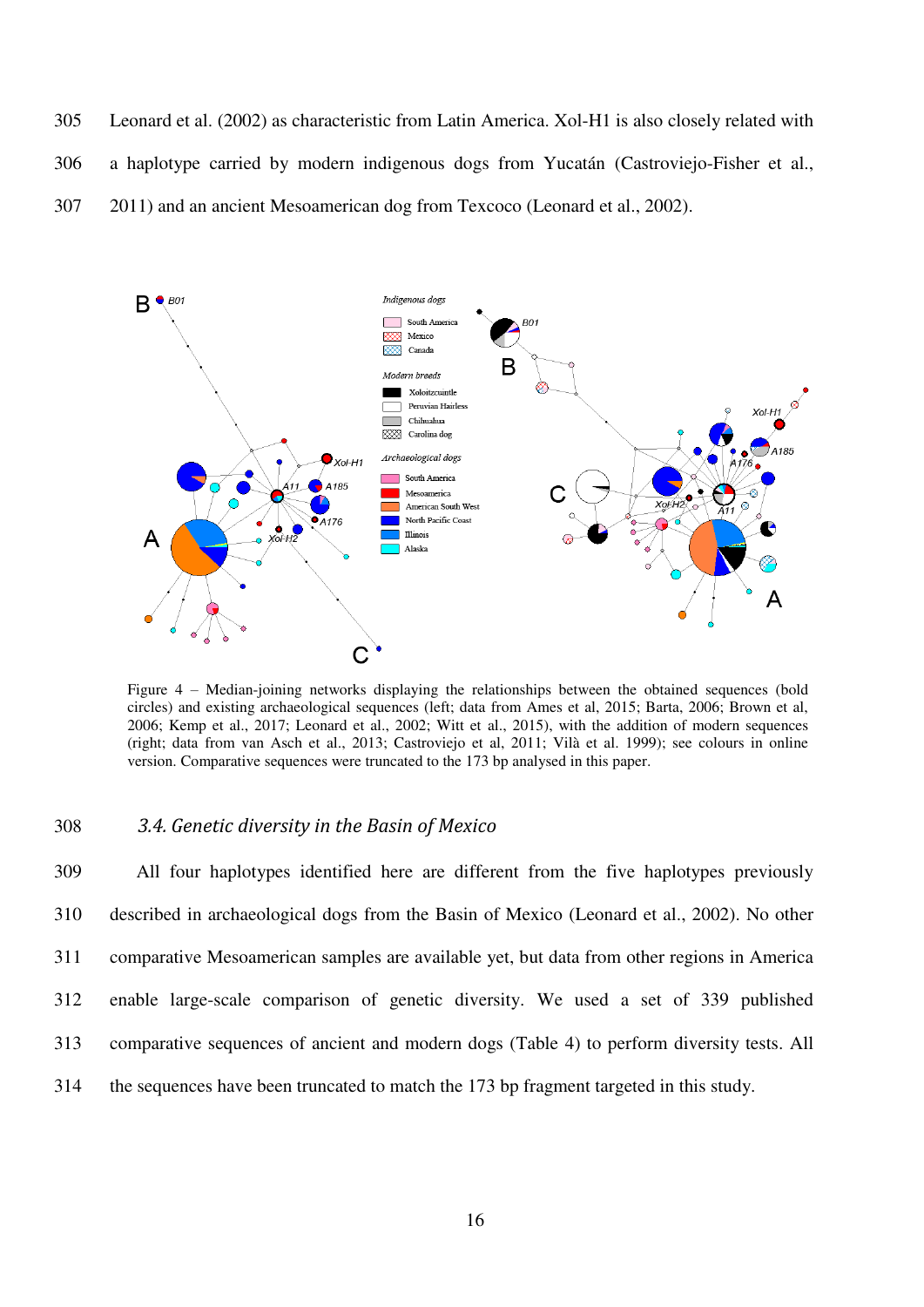Leonard et al. (2002) as characteristic from Latin America. Xol-H1 is also closely related with a haplotype carried by modern indigenous dogs from Yucatán (Castroviejo-Fisher et al., 2011) and an ancient Mesoamerican dog from Texcoco (Leonard et al., 2002).

Figure 4 – Median-joining networks displaying the relationships between the obtained sequences (bold circles) and existing archaeological sequences (left; data from Ames et al, 2015; Barta, 2006; Brown et al, 2006; Kemp et al., 2017; Leonard et al., 2002; Witt et al., 2015), with the addition of modern sequences (right; data from van Asch et al., 2013; Castroviejo et al, 2011; Vilà et al. 1999); see colours in online version. Comparative sequences were truncated to the 173 bp analysed in this paper.

### *3.4. Genetic diversity in the Basin of Mexico*

All four haplotypes identified here are different from the five haplotypes previously described in archaeological dogs from the Basin of Mexico (Leonard et al., 2002). No other comparative Mesoamerican samples are available yet, but data from other regions in America enable large-scale comparison of genetic diversity. We used a set of 339 published comparative sequences of ancient and modern dogs (Table 4) to perform diversity tests. All the sequences have been truncated to match the 173 bp fragment targeted in this study.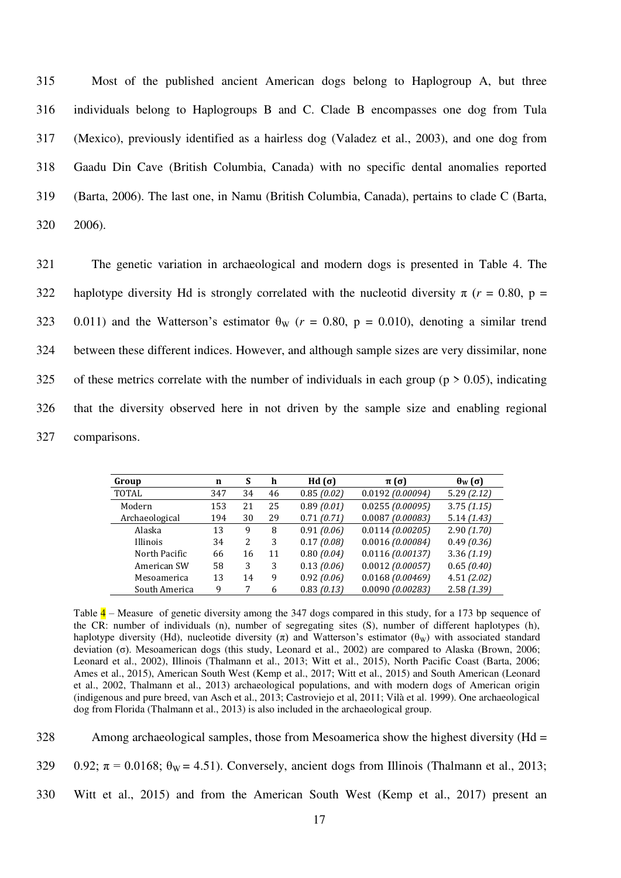Most of the published ancient American dogs belong to Haplogroup A, but three individuals belong to Haplogroups B and C. Clade B encompasses one dog from Tula (Mexico), previously identified as a hairless dog (Valadez et al., 2003), and one dog from Gaadu Din Cave (British Columbia, Canada) with no specific dental anomalies reported (Barta, 2006). The last one, in Namu (British Columbia, Canada), pertains to clade C (Barta, 2006).

The genetic variation in archaeological and modern dogs is presented in Table 4. The haplotype diversity Hd is strongly correlated with the nucleotid diversity $\pi$ ($r = 0.80$, $p = 0.011$) and the Watterson's estimator $\theta_W$ ($r = 0.80$, $p = 0.010$), denoting a similar trend between these different indices. However, and although sample sizes are very dissimilar, none of these metrics correlate with the number of individuals in each group ($p > 0.05$), indicating that the diversity observed here in not driven by the sample size and enabling regional comparisons.

| Group | n | S | h | Hd ($\sigma$) | $\pi$ ($\sigma$) | $\theta_W$ ($\sigma$) |
|---|---|---|---|---|---|---|
| TOTAL | 347 | 34 | 46 | 0.85 *(0.02)* | 0.0192 *(0.00094)* | 5.29 *(2.12)* |
| Modern | 153 | 21 | 25 | 0.89 *(0.01)* | 0.0255 *(0.00095)* | 3.75 *(1.15)* |
| Archaeological | 194 | 30 | 29 | 0.71 *(0.71)* | 0.0087 *(0.00083)* | 5.14 *(1.43)* |
| Alaska | 13 | 9 | 8 | 0.91 *(0.06)* | 0.0114 *(0.00205)* | 2.90 *(1.70)* |
| Illinois | 34 | 2 | 3 | 0.17 *(0.08)* | 0.0016 *(0.00084)* | 0.49 *(0.36)* |
| North Pacific | 66 | 16 | 11 | 0.80 *(0.04)* | 0.0116 *(0.00137)* | 3.36 *(1.19)* |
| American SW | 58 | 3 | 3 | 0.13 *(0.06)* | 0.0012 *(0.00057)* | 0.65 *(0.40)* |
| Mesoamerica | 13 | 14 | 9 | 0.92 *(0.06)* | 0.0168 *(0.00469)* | 4.51 *(2.02)* |
| South America | 9 | 7 | 6 | 0.83 *(0.13)* | 0.0090 *(0.00283)* | 2.58 *(1.39)* |

Table 4 – Measure of genetic diversity among the 347 dogs compared in this study, for a 173 bp sequence of the CR: number of individuals (n), number of segregating sites (S), number of different haplotypes (h), haplotype diversity (Hd), nucleotide diversity ($\pi$) and Watterson's estimator ($\theta_W$) with associated standard deviation ($\sigma$). Mesoamerican dogs (this study, Leonard et al., 2002) are compared to Alaska (Brown, 2006; Leonard et al., 2002), Illinois (Thalmann et al., 2013; Witt et al., 2015), North Pacific Coast (Barta, 2006; Ames et al., 2015), American South West (Kemp et al., 2017; Witt et al., 2015) and South American (Leonard et al., 2002, Thalmann et al., 2013) archaeological populations, and with modern dogs of American origin (indigenous and pure breed, van Asch et al., 2013; Castroviejo et al, 2011; Vilà et al. 1999). One archaeological dog from Florida (Thalmann et al., 2013) is also included in the archaeological group.

Among archaeological samples, those from Mesoamerica show the highest diversity (Hd = 0.92; $\pi = 0.0168$; $\theta_W = 4.51$). Conversely, ancient dogs from Illinois (Thalmann et al., 2013; Witt et al., 2015) and from the American South West (Kemp et al., 2017) present an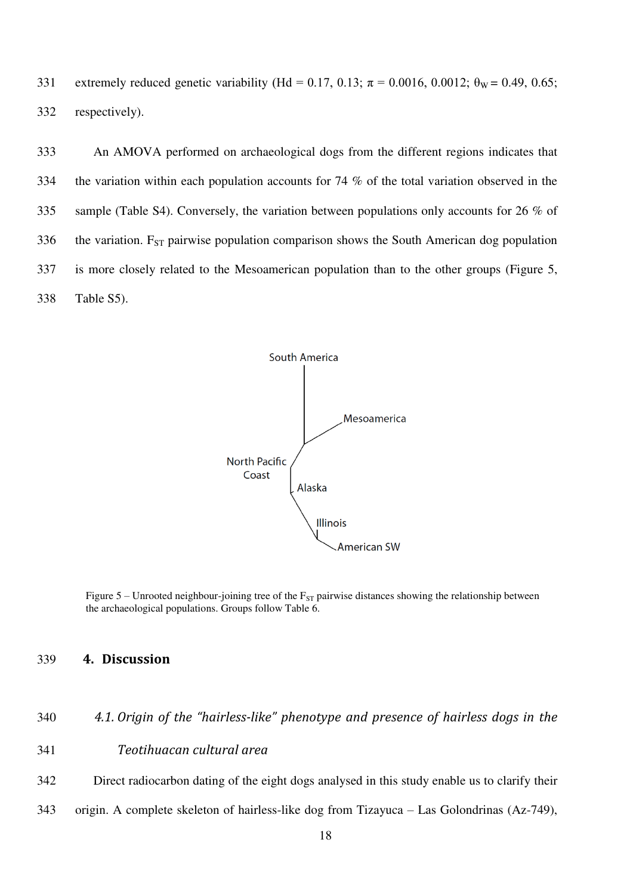extremely reduced genetic variability (Hd = 0.17, 0.13; $\pi$ = 0.0016, 0.0012; $\theta_W$ = 0.49, 0.65; respectively).

An AMOVA performed on archaeological dogs from the different regions indicates that the variation within each population accounts for 74 % of the total variation observed in the sample (Table S4). Conversely, the variation between populations only accounts for 26 % of the variation. $F_{ST}$ pairwise population comparison shows the South American dog population is more closely related to the Mesoamerican population than to the other groups (Figure 5, Table S5).

Figure 5 – Unrooted neighbour-joining tree of the $F_{ST}$ pairwise distances showing the relationship between the archaeological populations. Groups follow Table 6.

## 4. Discussion

### *4.1. Origin of the "hairless-like" phenotype and presence of hairless dogs in the Teotihuacan cultural area*

Direct radiocarbon dating of the eight dogs analysed in this study enable us to clarify their origin. A complete skeleton of hairless-like dog from Tizayuca – Las Golondrinas (Az-749),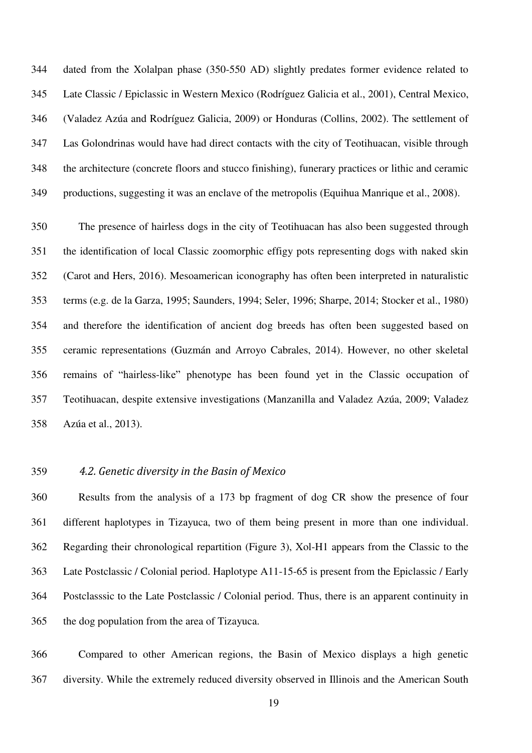dated from the Xolalpan phase (350-550 AD) slightly predates former evidence related to Late Classic / Epiclassic in Western Mexico (Rodríguez Galicia et al., 2001), Central Mexico, (Valadez Azúa and Rodríguez Galicia, 2009) or Honduras (Collins, 2002). The settlement of Las Golondrinas would have had direct contacts with the city of Teotihuacan, visible through the architecture (concrete floors and stucco finishing), funerary practices or lithic and ceramic productions, suggesting it was an enclave of the metropolis (Equihua Manrique et al., 2008).

The presence of hairless dogs in the city of Teotihuacan has also been suggested through the identification of local Classic zoomorphic effigy pots representing dogs with naked skin (Carot and Hers, 2016). Mesoamerican iconography has often been interpreted in naturalistic terms (e.g. de la Garza, 1995; Saunders, 1994; Seler, 1996; Sharpe, 2014; Stocker et al., 1980) and therefore the identification of ancient dog breeds has often been suggested based on ceramic representations (Guzmán and Arroyo Cabrales, 2014). However, no other skeletal remains of "hairless-like" phenotype has been found yet in the Classic occupation of Teotihuacan, despite extensive investigations (Manzanilla and Valadez Azúa, 2009; Valadez Azúa et al., 2013).

### *4.2. Genetic diversity in the Basin of Mexico*

Results from the analysis of a 173 bp fragment of dog CR show the presence of four different haplotypes in Tizayuca, two of them being present in more than one individual. Regarding their chronological repartition (Figure 3), Xol-H1 appears from the Classic to the Late Postclassic / Colonial period. Haplotype A11-15-65 is present from the Epiclassic / Early Postclasssic to the Late Postclassic / Colonial period. Thus, there is an apparent continuity in the dog population from the area of Tizayuca.

Compared to other American regions, the Basin of Mexico displays a high genetic diversity. While the extremely reduced diversity observed in Illinois and the American South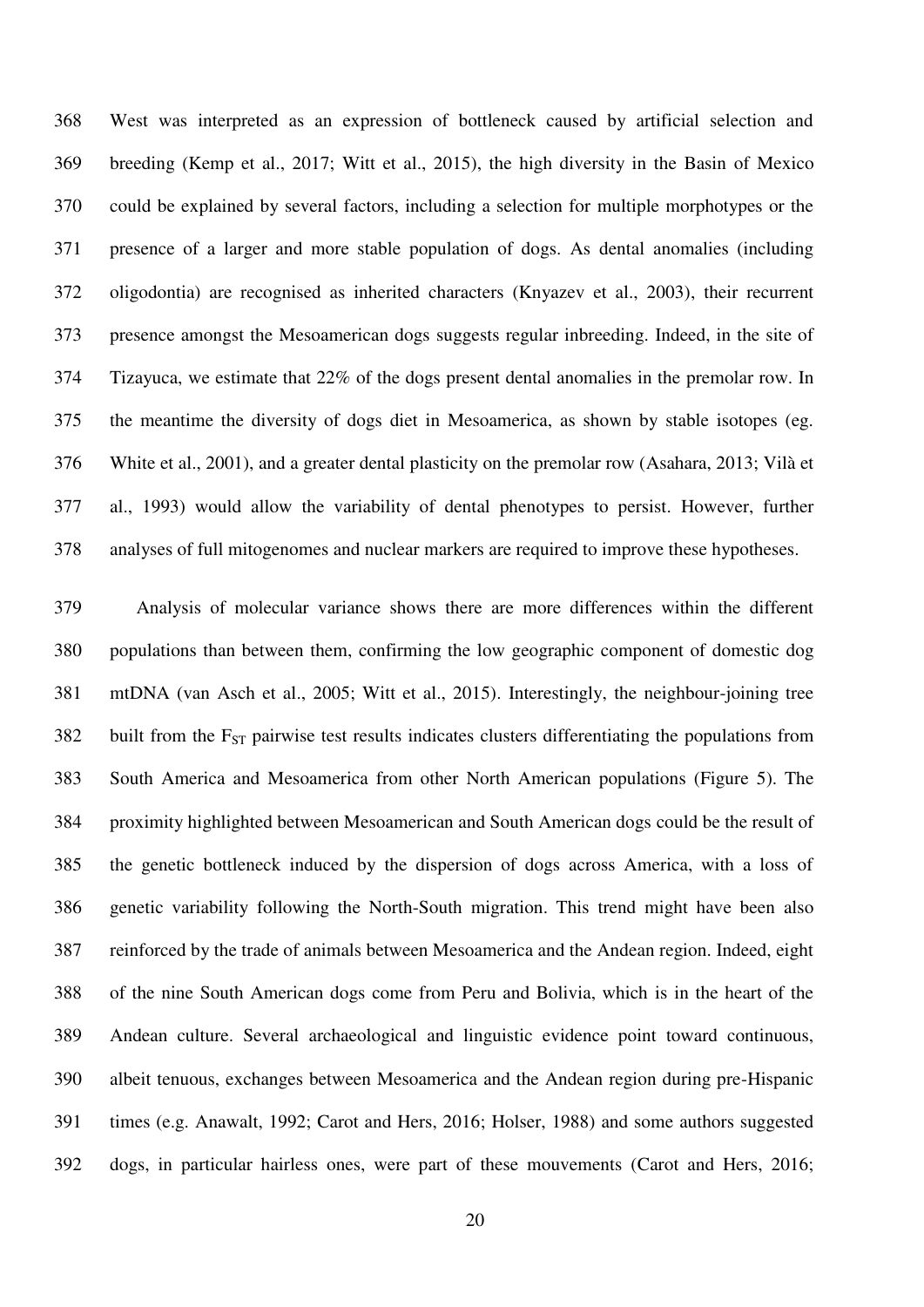West was interpreted as an expression of bottleneck caused by artificial selection and breeding (Kemp et al., 2017; Witt et al., 2015), the high diversity in the Basin of Mexico could be explained by several factors, including a selection for multiple morphotypes or the presence of a larger and more stable population of dogs. As dental anomalies (including oligodontia) are recognised as inherited characters (Knyazev et al., 2003), their recurrent presence amongst the Mesoamerican dogs suggests regular inbreeding. Indeed, in the site of Tizayuca, we estimate that 22% of the dogs present dental anomalies in the premolar row. In the meantime the diversity of dogs diet in Mesoamerica, as shown by stable isotopes (eg. White et al., 2001), and a greater dental plasticity on the premolar row (Asahara, 2013; Vilà et al., 1993) would allow the variability of dental phenotypes to persist. However, further analyses of full mitogenomes and nuclear markers are required to improve these hypotheses.

Analysis of molecular variance shows there are more differences within the different populations than between them, confirming the low geographic component of domestic dog mtDNA (van Asch et al., 2005; Witt et al., 2015). Interestingly, the neighbour-joining tree built from the $F_{ST}$ pairwise test results indicates clusters differentiating the populations from South America and Mesoamerica from other North American populations (Figure 5). The proximity highlighted between Mesoamerican and South American dogs could be the result of the genetic bottleneck induced by the dispersion of dogs across America, with a loss of genetic variability following the North-South migration. This trend might have been also reinforced by the trade of animals between Mesoamerica and the Andean region. Indeed, eight of the nine South American dogs come from Peru and Bolivia, which is in the heart of the Andean culture. Several archaeological and linguistic evidence point toward continuous, albeit tenuous, exchanges between Mesoamerica and the Andean region during pre-Hispanic times (e.g. Anawalt, 1992; Carot and Hers, 2016; Holser, 1988) and some authors suggested dogs, in particular hairless ones, were part of these mouvements (Carot and Hers, 2016;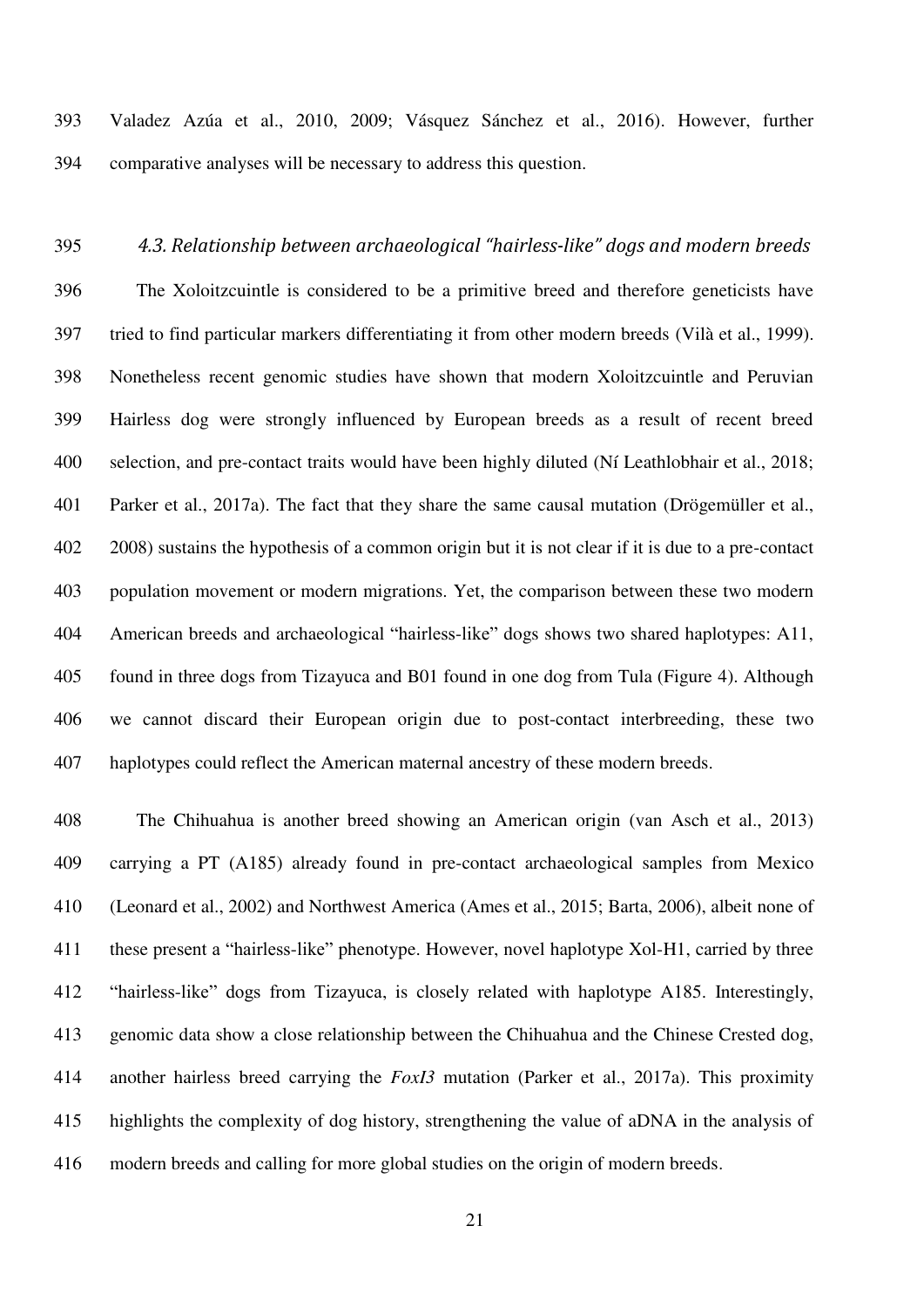Valadez Azúa et al., 2010, 2009; Vásquez Sánchez et al., 2016). However, further comparative analyses will be necessary to address this question.

### *4.3. Relationship between archaeological "hairless-like" dogs and modern breeds*

The Xoloitzcuintle is considered to be a primitive breed and therefore geneticists have tried to find particular markers differentiating it from other modern breeds (Vilà et al., 1999). Nonetheless recent genomic studies have shown that modern Xoloitzcuintle and Peruvian Hairless dog were strongly influenced by European breeds as a result of recent breed selection, and pre-contact traits would have been highly diluted (Ní Leathlobhair et al., 2018; Parker et al., 2017a). The fact that they share the same causal mutation (Drögemüller et al., 2008) sustains the hypothesis of a common origin but it is not clear if it is due to a pre-contact population movement or modern migrations. Yet, the comparison between these two modern American breeds and archaeological "hairless-like" dogs shows two shared haplotypes: A11, found in three dogs from Tizayuca and B01 found in one dog from Tula (Figure 4). Although we cannot discard their European origin due to post-contact interbreeding, these two haplotypes could reflect the American maternal ancestry of these modern breeds.

The Chihuahua is another breed showing an American origin (van Asch et al., 2013) carrying a PT (A185) already found in pre-contact archaeological samples from Mexico (Leonard et al., 2002) and Northwest America (Ames et al., 2015; Barta, 2006), albeit none of these present a "hairless-like" phenotype. However, novel haplotype Xol-H1, carried by three "hairless-like" dogs from Tizayuca, is closely related with haplotype A185. Interestingly, genomic data show a close relationship between the Chihuahua and the Chinese Crested dog, another hairless breed carrying the *FoxI3* mutation (Parker et al., 2017a). This proximity highlights the complexity of dog history, strengthening the value of aDNA in the analysis of modern breeds and calling for more global studies on the origin of modern breeds.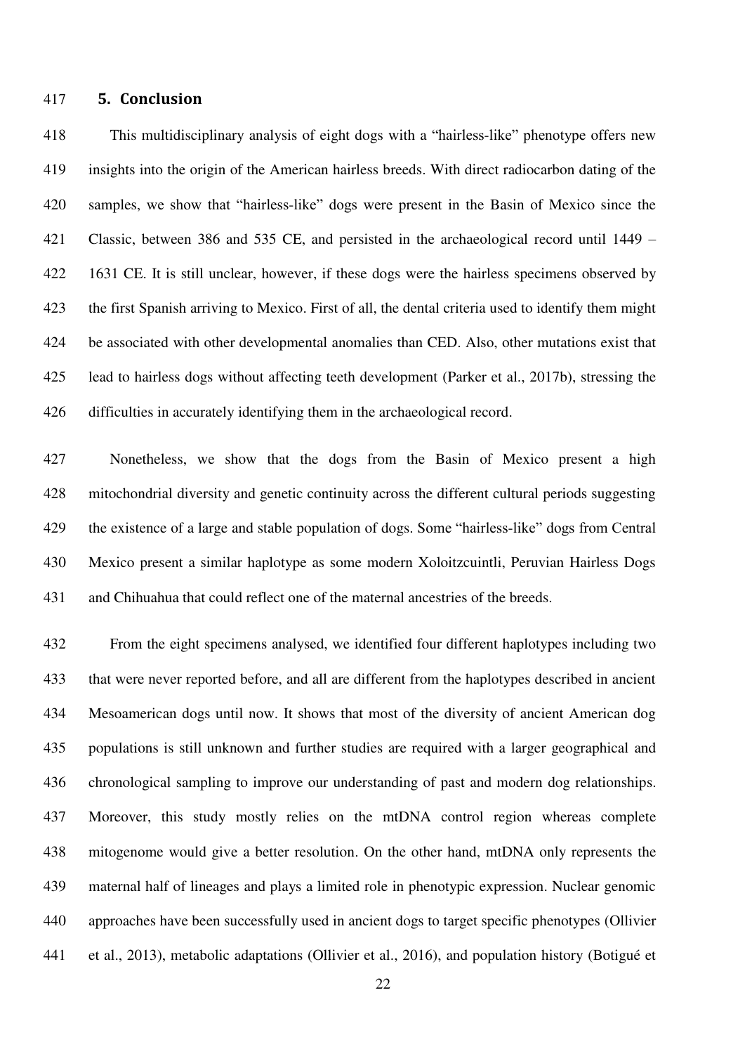## 5. Conclusion

This multidisciplinary analysis of eight dogs with a "hairless-like" phenotype offers new insights into the origin of the American hairless breeds. With direct radiocarbon dating of the samples, we show that "hairless-like" dogs were present in the Basin of Mexico since the Classic, between 386 and 535 CE, and persisted in the archaeological record until 1449 – 1631 CE. It is still unclear, however, if these dogs were the hairless specimens observed by the first Spanish arriving to Mexico. First of all, the dental criteria used to identify them might be associated with other developmental anomalies than CED. Also, other mutations exist that lead to hairless dogs without affecting teeth development (Parker et al., 2017b), stressing the difficulties in accurately identifying them in the archaeological record.

Nonetheless, we show that the dogs from the Basin of Mexico present a high mitochondrial diversity and genetic continuity across the different cultural periods suggesting the existence of a large and stable population of dogs. Some "hairless-like" dogs from Central Mexico present a similar haplotype as some modern Xoloitzcuintli, Peruvian Hairless Dogs and Chihuahua that could reflect one of the maternal ancestries of the breeds.

From the eight specimens analysed, we identified four different haplotypes including two that were never reported before, and all are different from the haplotypes described in ancient Mesoamerican dogs until now. It shows that most of the diversity of ancient American dog populations is still unknown and further studies are required with a larger geographical and chronological sampling to improve our understanding of past and modern dog relationships. Moreover, this study mostly relies on the mtDNA control region whereas complete mitogenome would give a better resolution. On the other hand, mtDNA only represents the maternal half of lineages and plays a limited role in phenotypic expression. Nuclear genomic approaches have been successfully used in ancient dogs to target specific phenotypes (Ollivier et al., 2013), metabolic adaptations (Ollivier et al., 2016), and population history (Botigué et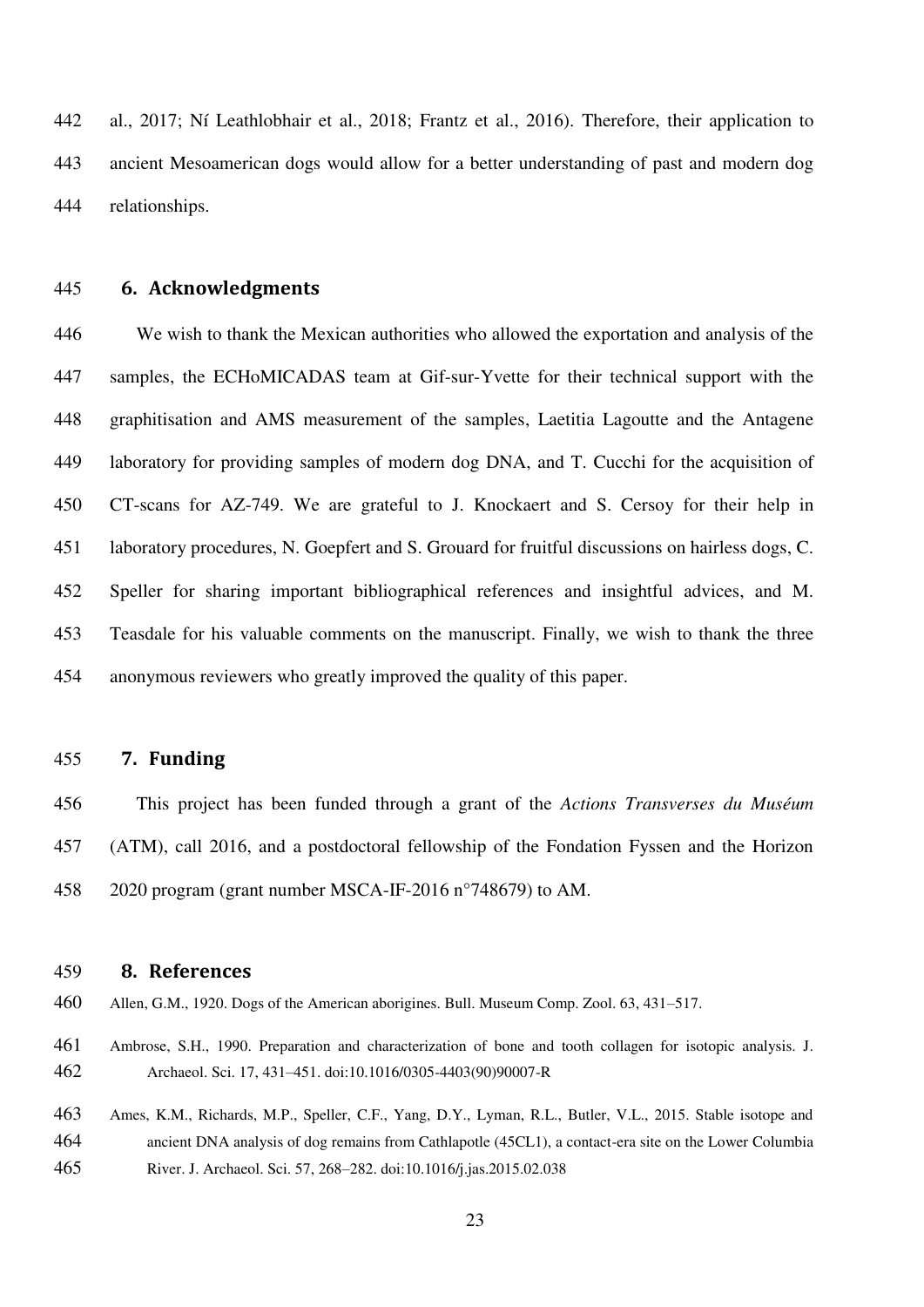al., 2017; Ní Leathlobhair et al., 2018; Frantz et al., 2016). Therefore, their application to ancient Mesoamerican dogs would allow for a better understanding of past and modern dog relationships.

## 6. Acknowledgments

We wish to thank the Mexican authorities who allowed the exportation and analysis of the samples, the ECHoMICADAS team at Gif-sur-Yvette for their technical support with the graphitisation and AMS measurement of the samples, Laetitia Lagoutte and the Antagene laboratory for providing samples of modern dog DNA, and T. Cucchi for the acquisition of CT-scans for AZ-749. We are grateful to J. Knockaert and S. Cersoy for their help in laboratory procedures, N. Goepfert and S. Grouard for fruitful discussions on hairless dogs, C. Speller for sharing important bibliographical references and insightful advices, and M. Teasdale for his valuable comments on the manuscript. Finally, we wish to thank the three anonymous reviewers who greatly improved the quality of this paper.

## 7. Funding

This project has been funded through a grant of the *Actions Transverses du Muséum* (ATM), call 2016, and a postdoctoral fellowship of the Fondation Fyssen and the Horizon 2020 program (grant number MSCA-IF-2016 n°748679) to AM.

## 8. References

Allen, G.M., 1920. Dogs of the American aborigines. Bull. Museum Comp. Zool. 63, 431–517.

Ambrose, S.H., 1990. Preparation and characterization of bone and tooth collagen for isotopic analysis. J. Archaeol. Sci. 17, 431–451. doi:10.1016/0305-4403(90)90007-R

Ames, K.M., Richards, M.P., Speller, C.F., Yang, D.Y., Lyman, R.L., Butler, V.L., 2015. Stable isotope and ancient DNA analysis of dog remains from Cathlapotle (45CL1), a contact-era site on the Lower Columbia River. J. Archaeol. Sci. 57, 268–282. doi:10.1016/j.jas.2015.02.038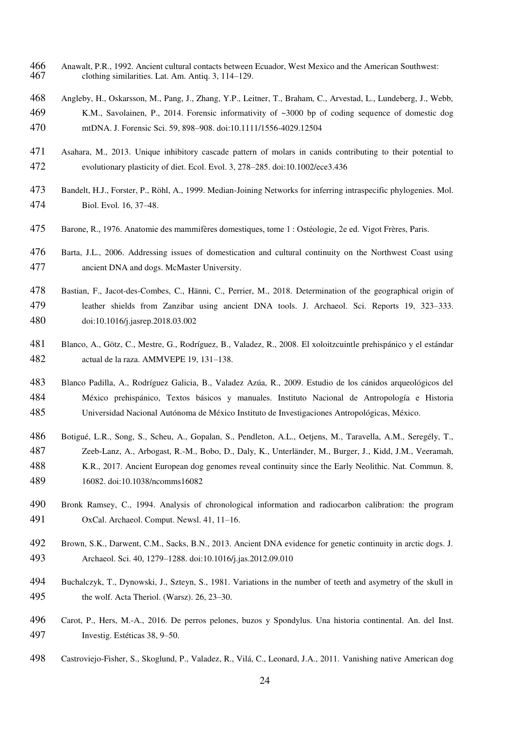Anawalt, P.R., 1992. Ancient cultural contacts between Ecuador, West Mexico and the American Southwest: clothing similarities. Lat. Am. Antiq. 3, 114–129.

Angleby, H., Oskarsson, M., Pang, J., Zhang, Y.P., Leitner, T., Braham, C., Arvestad, L., Lundeberg, J., Webb, K.M., Savolainen, P., 2014. Forensic informativity of ~3000 bp of coding sequence of domestic dog mtDNA. J. Forensic Sci. 59, 898–908. doi:10.1111/1556-4029.12504

Asahara, M., 2013. Unique inhibitory cascade pattern of molars in canids contributing to their potential to evolutionary plasticity of diet. Ecol. Evol. 3, 278–285. doi:10.1002/ece3.436

Bandelt, H.J., Forster, P., Röhl, A., 1999. Median-Joining Networks for inferring intraspecific phylogenies. Mol. Biol. Evol. 16, 37–48.

Barone, R., 1976. Anatomie des mammifères domestiques, tome 1 : Ostéologie, 2e ed. Vigot Frères, Paris.

Barta, J.L., 2006. Addressing issues of domestication and cultural continuity on the Northwest Coast using ancient DNA and dogs. McMaster University.

Bastian, F., Jacot-des-Combes, C., Hänni, C., Perrier, M., 2018. Determination of the geographical origin of leather shields from Zanzibar using ancient DNA tools. J. Archaeol. Sci. Reports 19, 323–333. doi:10.1016/j.jasrep.2018.03.002

Blanco, A., Götz, C., Mestre, G., Rodríguez, B., Valadez, R., 2008. El xoloitzcuintle prehispánico y el estándar actual de la raza. AMMVEPE 19, 131–138.

Blanco Padilla, A., Rodríguez Galicia, B., Valadez Azúa, R., 2009. Estudio de los cánidos arqueológicos del México prehispánico, Textos básicos y manuales. Instituto Nacional de Antropología e Historia Universidad Nacional Autónoma de México Instituto de Investigaciones Antropológicas, México.

Botigué, L.R., Song, S., Scheu, A., Gopalan, S., Pendleton, A.L., Oetjens, M., Taravella, A.M., Seregély, T., Zeeb-Lanz, A., Arbogast, R.-M., Bobo, D., Daly, K., Unterländer, M., Burger, J., Kidd, J.M., Veeramah, K.R., 2017. Ancient European dog genomes reveal continuity since the Early Neolithic. Nat. Commun. 8, 16082. doi:10.1038/ncomms16082

Bronk Ramsey, C., 1994. Analysis of chronological information and radiocarbon calibration: the program OxCal. Archaeol. Comput. Newsl. 41, 11–16.

Brown, S.K., Darwent, C.M., Sacks, B.N., 2013. Ancient DNA evidence for genetic continuity in arctic dogs. J. Archaeol. Sci. 40, 1279–1288. doi:10.1016/j.jas.2012.09.010

Buchalczyk, T., Dynowski, J., Szteyn, S., 1981. Variations in the number of teeth and asymetry of the skull in the wolf. Acta Theriol. (Warsz). 26, 23–30.

Carot, P., Hers, M.-A., 2016. De perros pelones, buzos y Spondylus. Una historia continental. An. del Inst. Investig. Estéticas 38, 9–50.

Castroviejo-Fisher, S., Skoglund, P., Valadez, R., Vilá, C., Leonard, J.A., 2011. Vanishing native American dog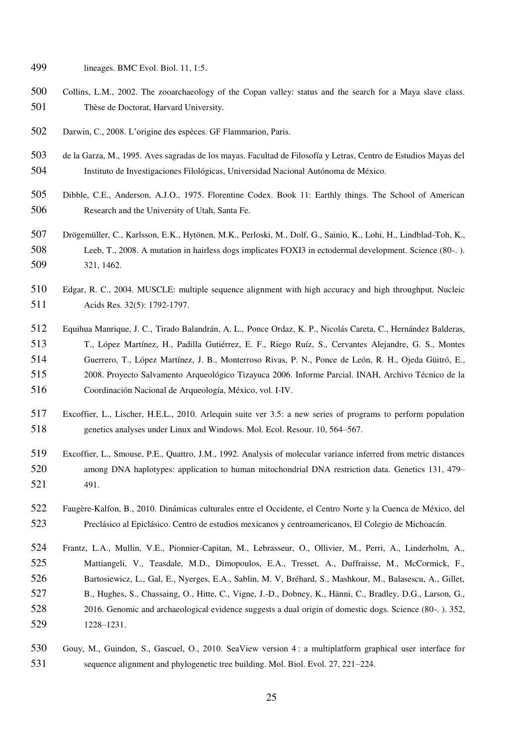lineages. BMC Evol. Biol. 11, 1:5.

Collins, L.M., 2002. The zooarchaeology of the Copan valley: status and the search for a Maya slave class. Thèse de Doctorat, Harvard University.

Darwin, C., 2008. L'origine des espèces. GF Flammarion, Paris.

de la Garza, M., 1995. Aves sagradas de los mayas. Facultad de Filosofía y Letras, Centro de Estudios Mayas del Instituto de Investigaciones Filológicas, Universidad Nacional Autónoma de México.

Dibble, C.E., Anderson, A.J.O., 1975. Florentine Codex. Book 11: Earthly things. The School of American Research and the University of Utah, Santa Fe.

Drögemüller, C., Karlsson, E.K., Hytönen, M.K., Perloski, M., Dolf, G., Sainio, K., Lohi, H., Lindblad-Toh, K., Leeb, T., 2008. A mutation in hairless dogs implicates FOXI3 in ectodermal development. Science (80-. ). 321, 1462.

Edgar, R. C., 2004. MUSCLE: multiple sequence alignment with high accuracy and high throughput. Nucleic Acids Res. 32(5): 1792-1797.

Equihua Manrique, J. C., Tirado Balandrán, A. L., Ponce Ordaz, K. P., Nicolás Careta, C., Hernández Balderas, T., López Martínez, H., Padilla Gutiérrez, E. F., Riego Ruíz, S., Cervantes Alejandre, G. S., Montes Guerrero, T., López Martínez, J. B., Monterroso Rivas, P. N., Ponce de León, R. H., Ojeda Güitró, E., 2008. Proyecto Salvamento Arqueológico Tizayuca 2006. Informe Parcial. INAH, Archivo Técnico de la Coordinación Nacional de Arqueología, México, vol. I-IV.

Excoffier, L., Lischer, H.E.L., 2010. Arlequin suite ver 3.5: a new series of programs to perform population genetics analyses under Linux and Windows. Mol. Ecol. Resour. 10, 564–567.

Excoffier, L., Smouse, P.E., Quattro, J.M., 1992. Analysis of molecular variance inferred from metric distances among DNA haplotypes: application to human mitochondrial DNA restriction data. Genetics 131, 479–491.

Faugère-Kalfon, B., 2010. Dinámicas culturales entre el Occidente, el Centro Norte y la Cuenca de México, del Preclásico al Epiclásico. Centro de estudios mexicanos y centroamericanos, El Colegio de Michoacán.

Frantz, L.A., Mullin, V.E., Pionnier-Capitan, M., Lebrasseur, O., Ollivier, M., Perri, A., Linderholm, A., Mattiangeli, V., Teasdale, M.D., Dimopoulos, E.A., Tresset, A., Duffraisse, M., McCormick, F., Bartosiewicz, L., Gal, E., Nyerges, E.A., Sablin, M. V, Bréhard, S., Mashkour, M., Balasescu, A., Gillet, B., Hughes, S., Chassaing, O., Hitte, C., Vigne, J.-D., Dobney, K., Hänni, C., Bradley, D.G., Larson, G., 2016. Genomic and archaeological evidence suggests a dual origin of domestic dogs. Science (80-. ). 352, 1228–1231.

Gouy, M., Guindon, S., Gascuel, O., 2010. SeaView version 4 : a multiplatform graphical user interface for sequence alignment and phylogenetic tree building. Mol. Biol. Evol. 27, 221–224.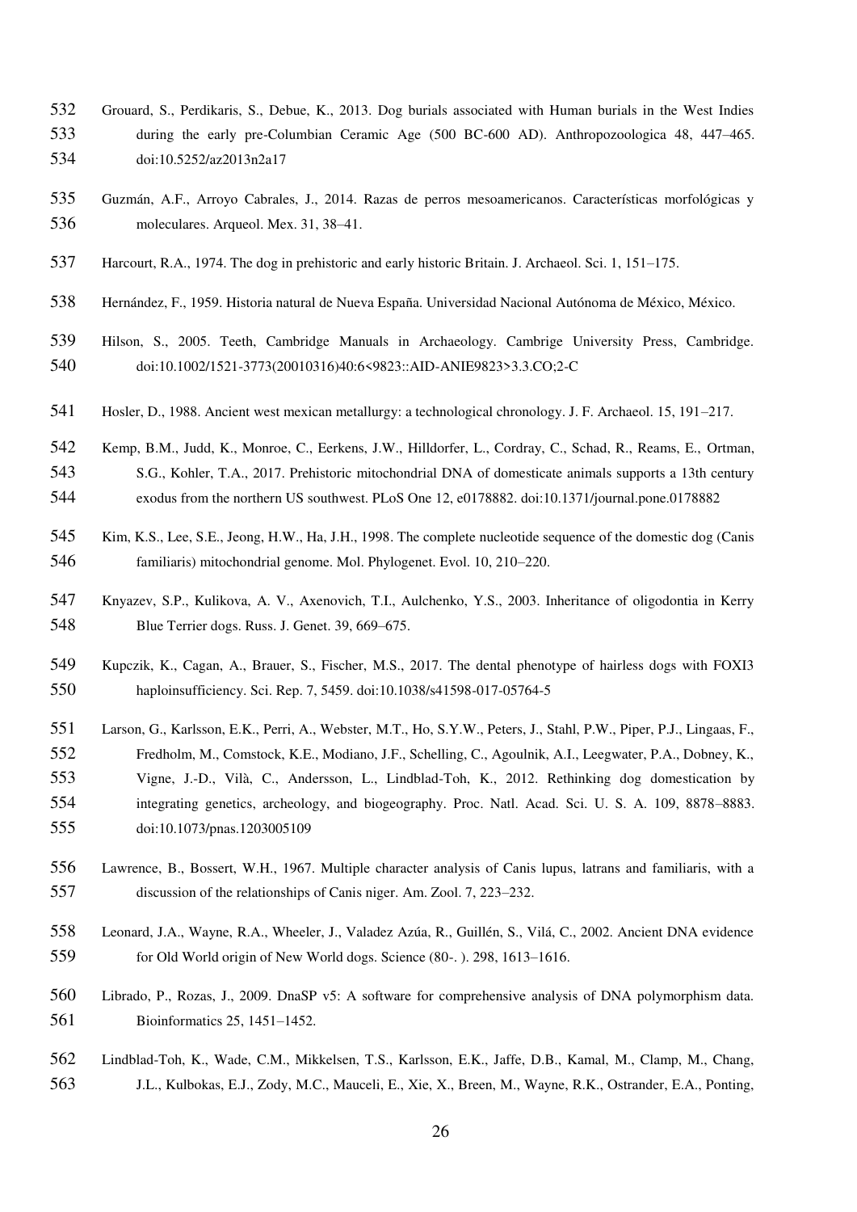Grouard, S., Perdikaris, S., Debue, K., 2013. Dog burials associated with Human burials in the West Indies during the early pre-Columbian Ceramic Age (500 BC-600 AD). Anthropozoologica 48, 447–465. doi:10.5252/az2013n2a17

Guzmán, A.F., Arroyo Cabrales, J., 2014. Razas de perros mesoamericanos. Características morfológicas y moleculares. Arqueol. Mex. 31, 38–41.

Harcourt, R.A., 1974. The dog in prehistoric and early historic Britain. J. Archaeol. Sci. 1, 151–175.

Hernández, F., 1959. Historia natural de Nueva España. Universidad Nacional Autónoma de México, México.

Hilson, S., 2005. Teeth, Cambridge Manuals in Archaeology. Cambrige University Press, Cambridge. doi:10.1002/1521-3773(20010316)40:6<9823::AID-ANIE9823>3.3.CO;2-C

Hosler, D., 1988. Ancient west mexican metallurgy: a technological chronology. J. F. Archaeol. 15, 191–217.

Kemp, B.M., Judd, K., Monroe, C., Eerkens, J.W., Hilldorfer, L., Cordray, C., Schad, R., Reams, E., Ortman, S.G., Kohler, T.A., 2017. Prehistoric mitochondrial DNA of domesticate animals supports a 13th century exodus from the northern US southwest. PLoS One 12, e0178882. doi:10.1371/journal.pone.0178882

Kim, K.S., Lee, S.E., Jeong, H.W., Ha, J.H., 1998. The complete nucleotide sequence of the domestic dog (Canis familiaris) mitochondrial genome. Mol. Phylogenet. Evol. 10, 210–220.

Knyazev, S.P., Kulikova, A. V., Axenovich, T.I., Aulchenko, Y.S., 2003. Inheritance of oligodontia in Kerry Blue Terrier dogs. Russ. J. Genet. 39, 669–675.

Kupczik, K., Cagan, A., Brauer, S., Fischer, M.S., 2017. The dental phenotype of hairless dogs with FOXI3 haploinsufficiency. Sci. Rep. 7, 5459. doi:10.1038/s41598-017-05764-5

Larson, G., Karlsson, E.K., Perri, A., Webster, M.T., Ho, S.Y.W., Peters, J., Stahl, P.W., Piper, P.J., Lingaas, F., Fredholm, M., Comstock, K.E., Modiano, J.F., Schelling, C., Agoulnik, A.I., Leegwater, P.A., Dobney, K., Vigne, J.-D., Vilà, C., Andersson, L., Lindblad-Toh, K., 2012. Rethinking dog domestication by integrating genetics, archeology, and biogeography. Proc. Natl. Acad. Sci. U. S. A. 109, 8878–8883. doi:10.1073/pnas.1203005109

Lawrence, B., Bossert, W.H., 1967. Multiple character analysis of Canis lupus, latrans and familiaris, with a discussion of the relationships of Canis niger. Am. Zool. 7, 223–232.

Leonard, J.A., Wayne, R.A., Wheeler, J., Valadez Azúa, R., Guillén, S., Vilá, C., 2002. Ancient DNA evidence for Old World origin of New World dogs. Science (80-. ). 298, 1613–1616.

Librado, P., Rozas, J., 2009. DnaSP v5: A software for comprehensive analysis of DNA polymorphism data. Bioinformatics 25, 1451–1452.

Lindblad-Toh, K., Wade, C.M., Mikkelsen, T.S., Karlsson, E.K., Jaffe, D.B., Kamal, M., Clamp, M., Chang, J.L., Kulbokas, E.J., Zody, M.C., Mauceli, E., Xie, X., Breen, M., Wayne, R.K., Ostrander, E.A., Ponting,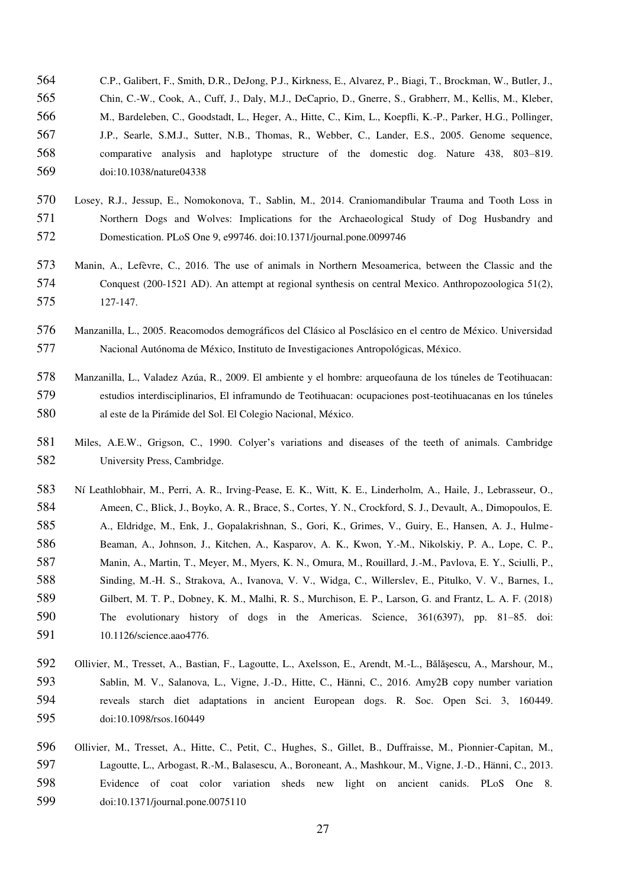C.P., Galibert, F., Smith, D.R., DeJong, P.J., Kirkness, E., Alvarez, P., Biagi, T., Brockman, W., Butler, J., Chin, C.-W., Cook, A., Cuff, J., Daly, M.J., DeCaprio, D., Gnerre, S., Grabherr, M., Kellis, M., Kleber, M., Bardeleben, C., Goodstadt, L., Heger, A., Hitte, C., Kim, L., Koepfli, K.-P., Parker, H.G., Pollinger, J.P., Searle, S.M.J., Sutter, N.B., Thomas, R., Webber, C., Lander, E.S., 2005. Genome sequence, comparative analysis and haplotype structure of the domestic dog. Nature 438, 803–819. doi:10.1038/nature04338

Losey, R.J., Jessup, E., Nomokonova, T., Sablin, M., 2014. Craniomandibular Trauma and Tooth Loss in Northern Dogs and Wolves: Implications for the Archaeological Study of Dog Husbandry and Domestication. PLoS One 9, e99746. doi:10.1371/journal.pone.0099746

Manin, A., Lefèvre, C., 2016. The use of animals in Northern Mesoamerica, between the Classic and the Conquest (200-1521 AD). An attempt at regional synthesis on central Mexico. Anthropozoologica 51(2), 127-147.

Manzanilla, L., 2005. Reacomodos demográficos del Clásico al Posclásico en el centro de México. Universidad Nacional Autónoma de México, Instituto de Investigaciones Antropológicas, México.

Manzanilla, L., Valadez Azúa, R., 2009. El ambiente y el hombre: arqueofauna de los túneles de Teotihuacan: estudios interdisciplinarios, El inframundo de Teotihuacan: ocupaciones post-teotihuacanas en los túneles al este de la Pirámide del Sol. El Colegio Nacional, México.

Miles, A.E.W., Grigson, C., 1990. Colyer's variations and diseases of the teeth of animals. Cambridge University Press, Cambridge.

Ní Leathlobhair, M., Perri, A. R., Irving-Pease, E. K., Witt, K. E., Linderholm, A., Haile, J., Lebrasseur, O., Ameen, C., Blick, J., Boyko, A. R., Brace, S., Cortes, Y. N., Crockford, S. J., Devault, A., Dimopoulos, E. A., Eldridge, M., Enk, J., Gopalakrishnan, S., Gori, K., Grimes, V., Guiry, E., Hansen, A. J., Hulme-Beaman, A., Johnson, J., Kitchen, A., Kasparov, A. K., Kwon, Y.-M., Nikolskiy, P. A., Lope, C. P., Manin, A., Martin, T., Meyer, M., Myers, K. N., Omura, M., Rouillard, J.-M., Pavlova, E. Y., Sciulli, P., Sinding, M.-H. S., Strakova, A., Ivanova, V. V., Widga, C., Willerslev, E., Pitulko, V. V., Barnes, I., Gilbert, M. T. P., Dobney, K. M., Malhi, R. S., Murchison, E. P., Larson, G. and Frantz, L. A. F. (2018) The evolutionary history of dogs in the Americas. Science, 361(6397), pp. 81–85. doi: 10.1126/science.aao4776.

Ollivier, M., Tresset, A., Bastian, F., Lagoutte, L., Axelsson, E., Arendt, M.-L., Bălăşescu, A., Marshour, M., Sablin, M. V., Salanova, L., Vigne, J.-D., Hitte, C., Hänni, C., 2016. Amy2B copy number variation reveals starch diet adaptations in ancient European dogs. R. Soc. Open Sci. 3, 160449. doi:10.1098/rsos.160449

Ollivier, M., Tresset, A., Hitte, C., Petit, C., Hughes, S., Gillet, B., Duffraisse, M., Pionnier-Capitan, M., Lagoutte, L., Arbogast, R.-M., Balasescu, A., Boroneant, A., Mashkour, M., Vigne, J.-D., Hänni, C., 2013. Evidence of coat color variation sheds new light on ancient canids. PLoS One 8. doi:10.1371/journal.pone.0075110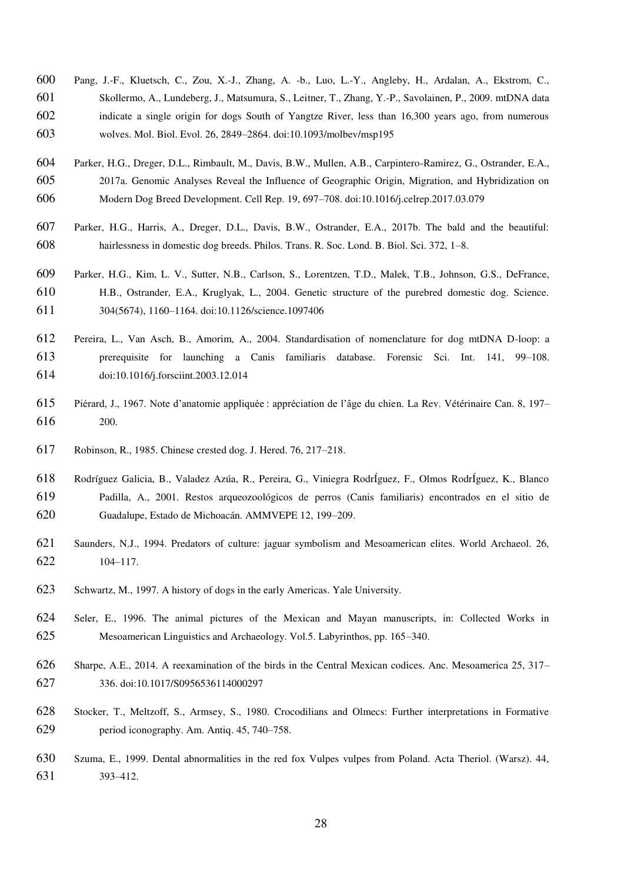Pang, J.-F., Kluetsch, C., Zou, X.-J., Zhang, A. -b., Luo, L.-Y., Angleby, H., Ardalan, A., Ekstrom, C., Skollermo, A., Lundeberg, J., Matsumura, S., Leitner, T., Zhang, Y.-P., Savolainen, P., 2009. mtDNA data indicate a single origin for dogs South of Yangtze River, less than 16,300 years ago, from numerous wolves. Mol. Biol. Evol. 26, 2849–2864. doi:10.1093/molbev/msp195

Parker, H.G., Dreger, D.L., Rimbault, M., Davis, B.W., Mullen, A.B., Carpintero-Ramirez, G., Ostrander, E.A., 2017a. Genomic Analyses Reveal the Influence of Geographic Origin, Migration, and Hybridization on Modern Dog Breed Development. Cell Rep. 19, 697–708. doi:10.1016/j.celrep.2017.03.079

Parker, H.G., Harris, A., Dreger, D.L., Davis, B.W., Ostrander, E.A., 2017b. The bald and the beautiful: hairlessness in domestic dog breeds. Philos. Trans. R. Soc. Lond. B. Biol. Sci. 372, 1–8.

Parker, H.G., Kim, L. V., Sutter, N.B., Carlson, S., Lorentzen, T.D., Malek, T.B., Johnson, G.S., DeFrance, H.B., Ostrander, E.A., Kruglyak, L., 2004. Genetic structure of the purebred domestic dog. Science. 304(5674), 1160–1164. doi:10.1126/science.1097406

Pereira, L., Van Asch, B., Amorim, A., 2004. Standardisation of nomenclature for dog mtDNA D-loop: a prerequisite for launching a Canis familiaris database. Forensic Sci. Int. 141, 99–108. doi:10.1016/j.forsciint.2003.12.014

Piérard, J., 1967. Note d'anatomie appliquée : appréciation de l'âge du chien. La Rev. Vétérinaire Can. 8, 197–200.

Robinson, R., 1985. Chinese crested dog. J. Hered. 76, 217–218.

Rodríguez Galicia, B., Valadez Azúa, R., Pereira, G., Viniegra RodrÍguez, F., Olmos RodrÍguez, K., Blanco Padilla, A., 2001. Restos arqueozoológicos de perros (Canis familiaris) encontrados en el sitio de Guadalupe, Estado de Michoacán. AMMVEPE 12, 199–209.

Saunders, N.J., 1994. Predators of culture: jaguar symbolism and Mesoamerican elites. World Archaeol. 26, 104–117.

Schwartz, M., 1997. A history of dogs in the early Americas. Yale University.

Seler, E., 1996. The animal pictures of the Mexican and Mayan manuscripts, in: Collected Works in Mesoamerican Linguistics and Archaeology. Vol.5. Labyrinthos, pp. 165–340.

Sharpe, A.E., 2014. A reexamination of the birds in the Central Mexican codices. Anc. Mesoamerica 25, 317–336. doi:10.1017/S0956536114000297

Stocker, T., Meltzoff, S., Armsey, S., 1980. Crocodilians and Olmecs: Further interpretations in Formative period iconography. Am. Antiq. 45, 740–758.

Szuma, E., 1999. Dental abnormalities in the red fox Vulpes vulpes from Poland. Acta Theriol. (Warsz). 44, 393–412.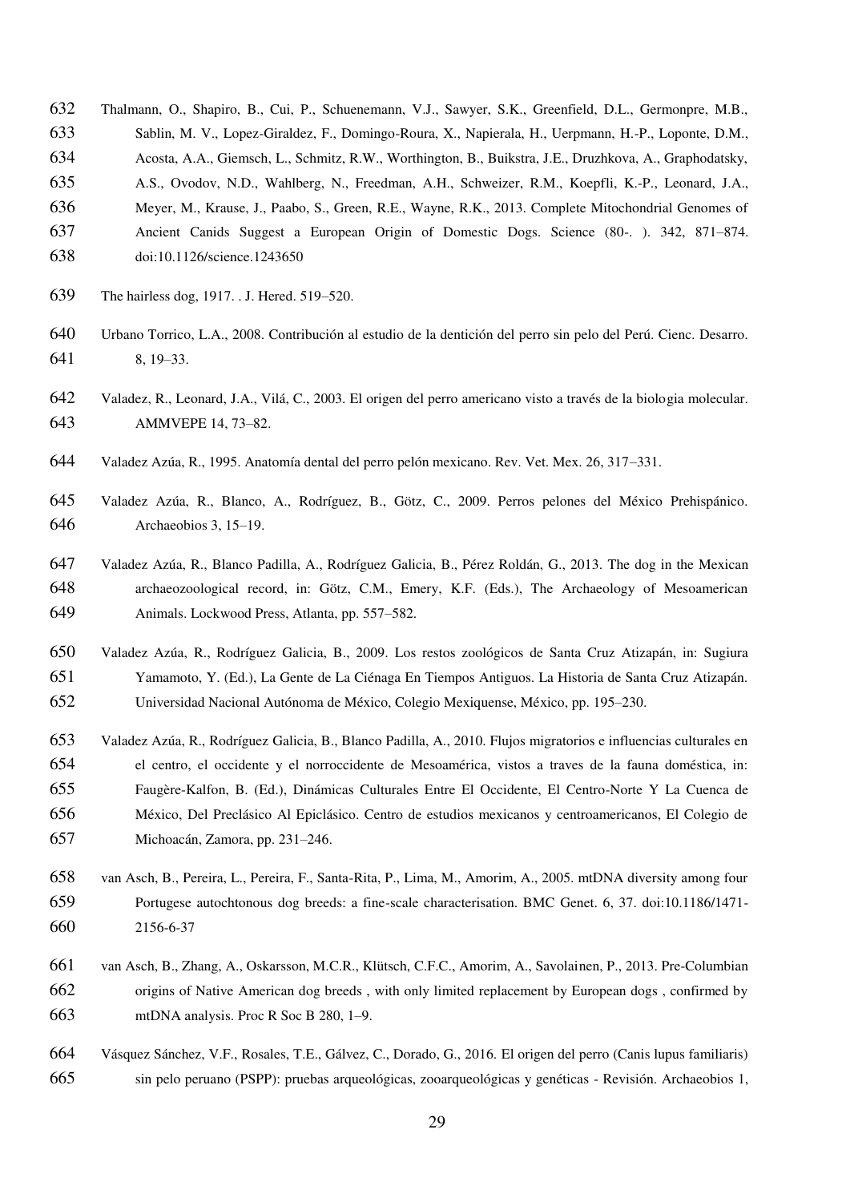Thalmann, O., Shapiro, B., Cui, P., Schuenemann, V.J., Sawyer, S.K., Greenfield, D.L., Germonpre, M.B., Sablin, M. V., Lopez-Giraldez, F., Domingo-Roura, X., Napierala, H., Uerpmann, H.-P., Loponte, D.M., Acosta, A.A., Giemsch, L., Schmitz, R.W., Worthington, B., Buikstra, J.E., Druzhkova, A., Graphodatsky, A.S., Ovodov, N.D., Wahlberg, N., Freedman, A.H., Schweizer, R.M., Koepfli, K.-P., Leonard, J.A., Meyer, M., Krause, J., Paabo, S., Green, R.E., Wayne, R.K., 2013. Complete Mitochondrial Genomes of Ancient Canids Suggest a European Origin of Domestic Dogs. Science (80-. ). 342, 871–874. doi:10.1126/science.1243650

The hairless dog, 1917. . J. Hered. 519–520.

Urbano Torrico, L.A., 2008. Contribución al estudio de la dentición del perro sin pelo del Perú. Cienc. Desarro. 8, 19–33.

Valadez, R., Leonard, J.A., Vilá, C., 2003. El origen del perro americano visto a través de la biologia molecular. AMMVEPE 14, 73–82.

Valadez Azúa, R., 1995. Anatomía dental del perro pelón mexicano. Rev. Vet. Mex. 26, 317–331.

Valadez Azúa, R., Blanco, A., Rodríguez, B., Götz, C., 2009. Perros pelones del México Prehispánico. Archaeobios 3, 15–19.

Valadez Azúa, R., Blanco Padilla, A., Rodríguez Galicia, B., Pérez Roldán, G., 2013. The dog in the Mexican archaeozoological record, in: Götz, C.M., Emery, K.F. (Eds.), The Archaeology of Mesoamerican Animals. Lockwood Press, Atlanta, pp. 557–582.

Valadez Azúa, R., Rodríguez Galicia, B., 2009. Los restos zoológicos de Santa Cruz Atizapán, in: Sugiura Yamamoto, Y. (Ed.), La Gente de La Ciénaga En Tiempos Antiguos. La Historia de Santa Cruz Atizapán. Universidad Nacional Autónoma de México, Colegio Mexiquense, México, pp. 195–230.

Valadez Azúa, R., Rodríguez Galicia, B., Blanco Padilla, A., 2010. Flujos migratorios e influencias culturales en el centro, el occidente y el norroccidente de Mesoamérica, vistos a traves de la fauna doméstica, in: Faugère-Kalfon, B. (Ed.), Dinámicas Culturales Entre El Occidente, El Centro-Norte Y La Cuenca de México, Del Preclásico Al Epiclásico. Centro de estudios mexicanos y centroamericanos, El Colegio de Michoacán, Zamora, pp. 231–246.

van Asch, B., Pereira, L., Pereira, F., Santa-Rita, P., Lima, M., Amorim, A., 2005. mtDNA diversity among four Portugese autochtonous dog breeds: a fine-scale characterisation. BMC Genet. 6, 37. doi:10.1186/1471-2156-6-37

van Asch, B., Zhang, A., Oskarsson, M.C.R., Klütsch, C.F.C., Amorim, A., Savolainen, P., 2013. Pre-Columbian origins of Native American dog breeds , with only limited replacement by European dogs , confirmed by mtDNA analysis. Proc R Soc B 280, 1–9.

Vásquez Sánchez, V.F., Rosales, T.E., Gálvez, C., Dorado, G., 2016. El origen del perro (Canis lupus familiaris) sin pelo peruano (PSPP): pruebas arqueológicas, zooarqueológicas y genéticas - Revisión. Archaeobios 1,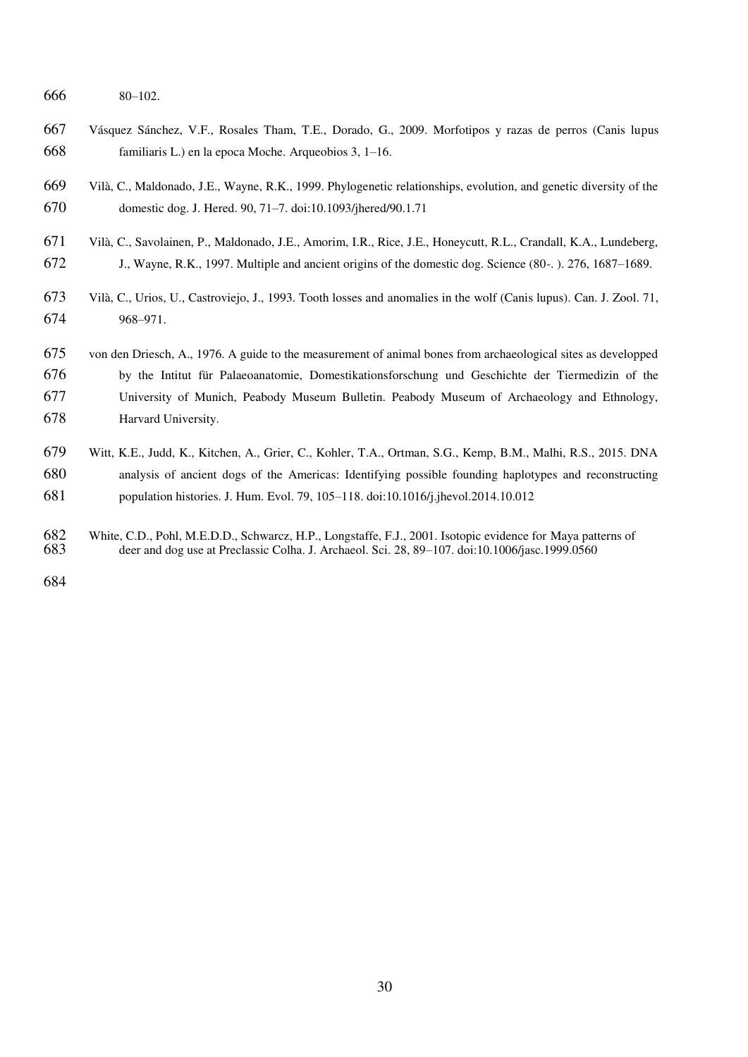80–102.

Vásquez Sánchez, V.F., Rosales Tham, T.E., Dorado, G., 2009. Morfotipos y razas de perros (Canis lupus familiaris L.) en la epoca Moche. Arqueobios 3, 1–16.

Vilà, C., Maldonado, J.E., Wayne, R.K., 1999. Phylogenetic relationships, evolution, and genetic diversity of the domestic dog. J. Hered. 90, 71–7. doi:10.1093/jhered/90.1.71

Vilà, C., Savolainen, P., Maldonado, J.E., Amorim, I.R., Rice, J.E., Honeycutt, R.L., Crandall, K.A., Lundeberg, J., Wayne, R.K., 1997. Multiple and ancient origins of the domestic dog. Science (80-. ). 276, 1687–1689.

Vilà, C., Urios, U., Castroviejo, J., 1993. Tooth losses and anomalies in the wolf (Canis lupus). Can. J. Zool. 71, 968–971.

von den Driesch, A., 1976. A guide to the measurement of animal bones from archaeological sites as developped by the Intitut für Palaeoanatomie, Domestikationsforschung und Geschichte der Tiermedizin of the University of Munich, Peabody Museum Bulletin. Peabody Museum of Archaeology and Ethnology, Harvard University.

Witt, K.E., Judd, K., Kitchen, A., Grier, C., Kohler, T.A., Ortman, S.G., Kemp, B.M., Malhi, R.S., 2015. DNA analysis of ancient dogs of the Americas: Identifying possible founding haplotypes and reconstructing population histories. J. Hum. Evol. 79, 105–118. doi:10.1016/j.jhevol.2014.10.012

White, C.D., Pohl, M.E.D.D., Schwarcz, H.P., Longstaffe, F.J., 2001. Isotopic evidence for Maya patterns of deer and dog use at Preclassic Colha. J. Archaeol. Sci. 28, 89–107. doi:10.1006/jasc.1999.0560